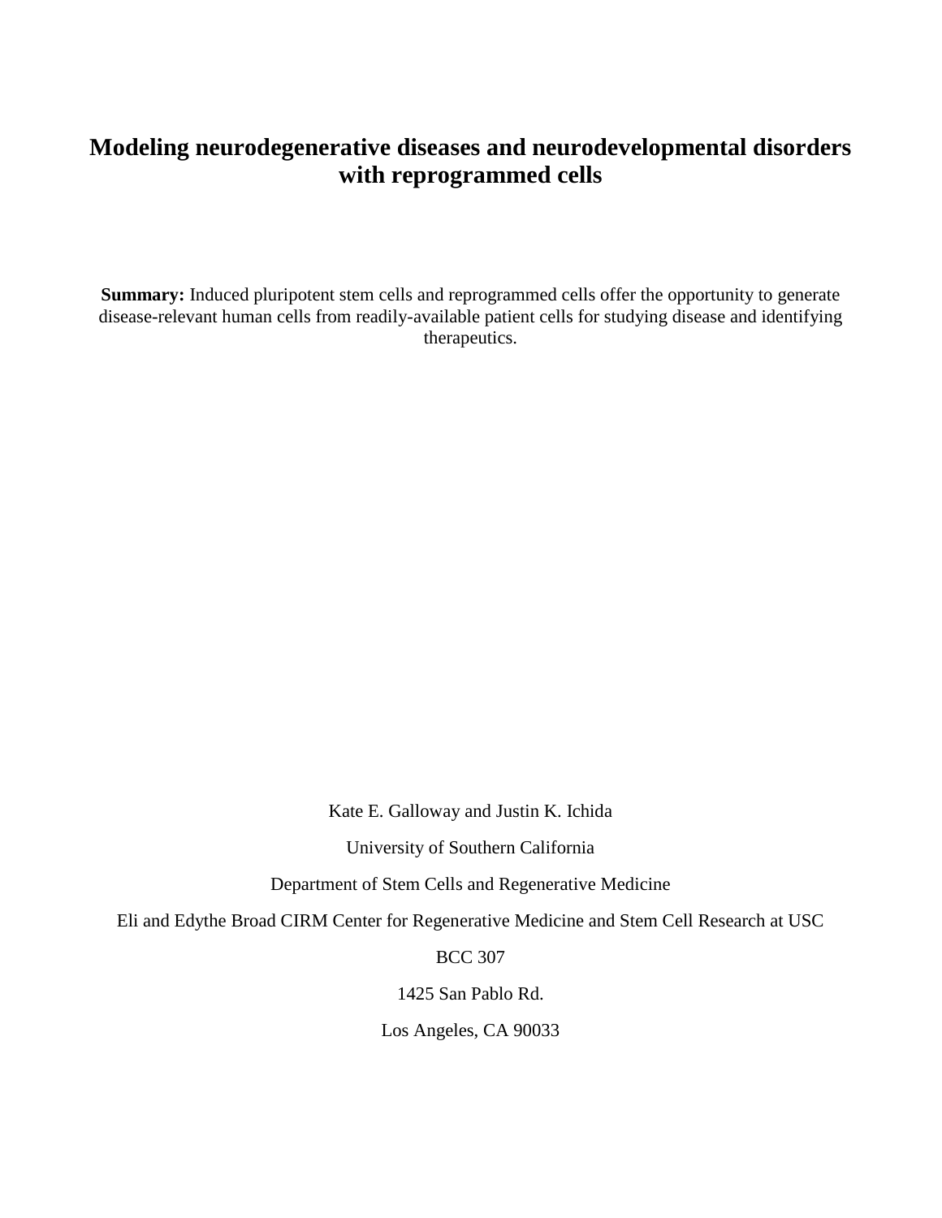# Modeling neurodegenerative diseases and neurodevelopmental disorders with reprogrammed cells

**Summary:** Induced pluripotent stem cells and reprogrammed cells offer the opportunity to generate disease-relevant human cells from readily-available patient cells for studying disease and identifying therapeutics.

Kate E. Galloway and Justin K. Ichida

University of Southern California

Department of Stem Cells and Regenerative Medicine

Eli and Edythe Broad CIRM Center for Regenerative Medicine and Stem Cell Research at USC

BCC 307

1425 San Pablo Rd.

Los Angeles, CA 90033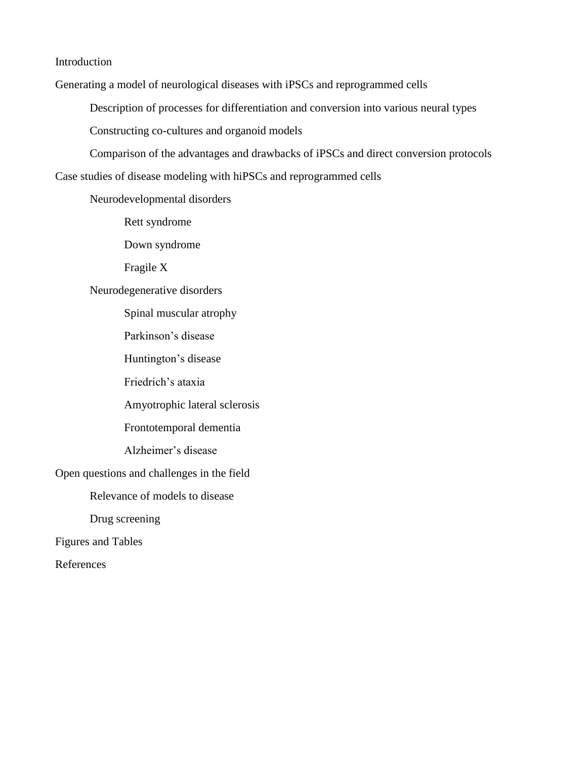Introduction

Generating a model of neurological diseases with iPSCs and reprogrammed cells

- Description of processes for differentiation and conversion into various neural types
- Constructing co-cultures and organoid models
- Comparison of the advantages and drawbacks of iPSCs and direct conversion protocols

Case studies of disease modeling with hiPSCs and reprogrammed cells

- Neurodevelopmental disorders
  - Rett syndrome
  - Down syndrome
  - Fragile X
- Neurodegenerative disorders
  - Spinal muscular atrophy
  - Parkinson's disease
  - Huntington's disease
  - Friedrich's ataxia
  - Amyotrophic lateral sclerosis
  - Frontotemporal dementia
  - Alzheimer's disease

Open questions and challenges in the field

- Relevance of models to disease
- Drug screening

Figures and Tables

References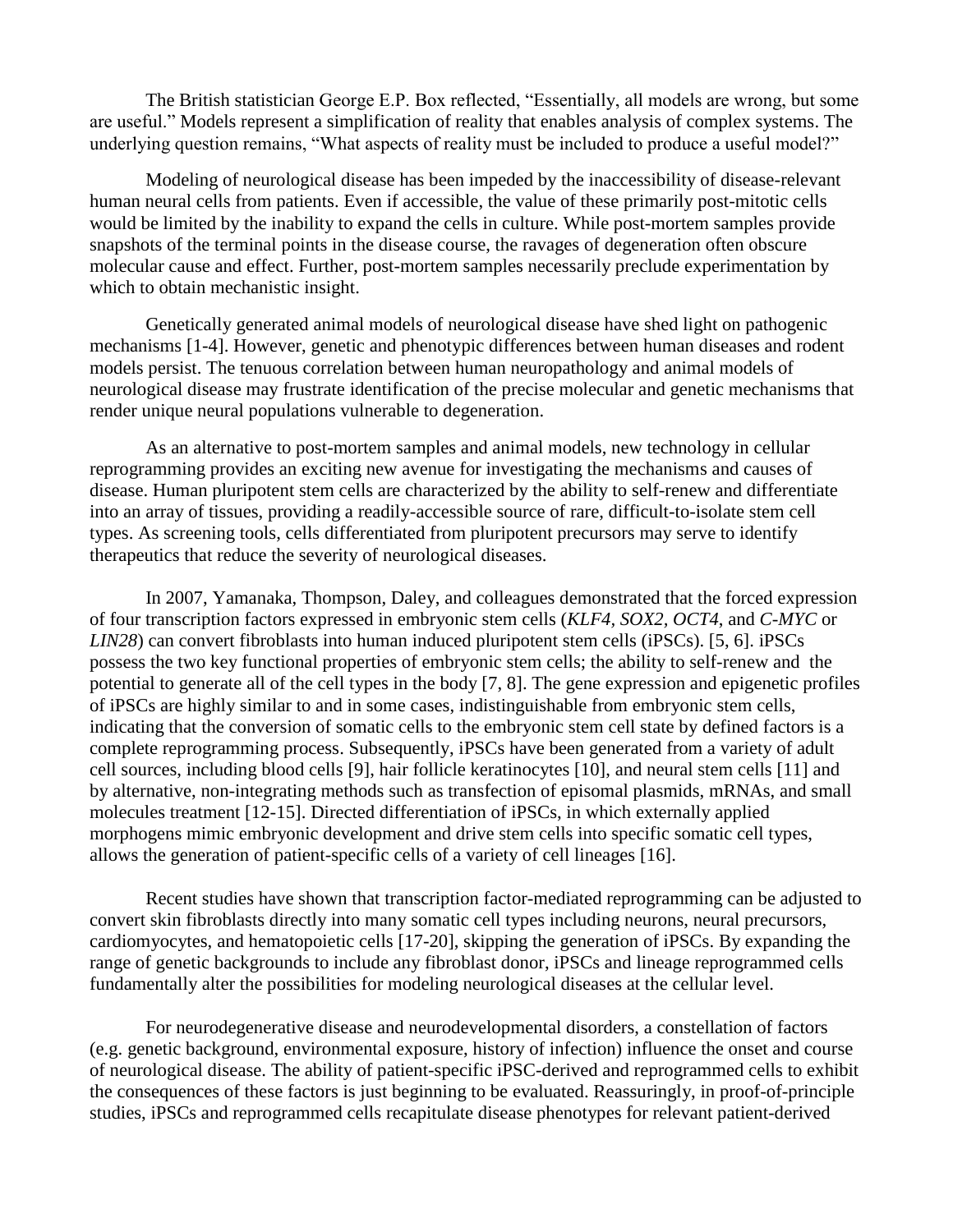The British statistician George E.P. Box reflected, "Essentially, all models are wrong, but some are useful." Models represent a simplification of reality that enables analysis of complex systems. The underlying question remains, "What aspects of reality must be included to produce a useful model?"

Modeling of neurological disease has been impeded by the inaccessibility of disease-relevant human neural cells from patients. Even if accessible, the value of these primarily post-mitotic cells would be limited by the inability to expand the cells in culture. While post-mortem samples provide snapshots of the terminal points in the disease course, the ravages of degeneration often obscure molecular cause and effect. Further, post-mortem samples necessarily preclude experimentation by which to obtain mechanistic insight.

Genetically generated animal models of neurological disease have shed light on pathogenic mechanisms [1-4]. However, genetic and phenotypic differences between human diseases and rodent models persist. The tenuous correlation between human neuropathology and animal models of neurological disease may frustrate identification of the precise molecular and genetic mechanisms that render unique neural populations vulnerable to degeneration.

As an alternative to post-mortem samples and animal models, new technology in cellular reprogramming provides an exciting new avenue for investigating the mechanisms and causes of disease. Human pluripotent stem cells are characterized by the ability to self-renew and differentiate into an array of tissues, providing a readily-accessible source of rare, difficult-to-isolate stem cell types. As screening tools, cells differentiated from pluripotent precursors may serve to identify therapeutics that reduce the severity of neurological diseases.

In 2007, Yamanaka, Thompson, Daley, and colleagues demonstrated that the forced expression of four transcription factors expressed in embryonic stem cells (*KLF4*, *SOX2*, *OCT4*, and *C-MYC* or *LIN28*) can convert fibroblasts into human induced pluripotent stem cells (iPSCs). [5, 6]. iPSCs possess the two key functional properties of embryonic stem cells; the ability to self-renew and the potential to generate all of the cell types in the body [7, 8]. The gene expression and epigenetic profiles of iPSCs are highly similar to and in some cases, indistinguishable from embryonic stem cells, indicating that the conversion of somatic cells to the embryonic stem cell state by defined factors is a complete reprogramming process. Subsequently, iPSCs have been generated from a variety of adult cell sources, including blood cells [9], hair follicle keratinocytes [10], and neural stem cells [11] and by alternative, non-integrating methods such as transfection of episomal plasmids, mRNAs, and small molecules treatment [12-15]. Directed differentiation of iPSCs, in which externally applied morphogens mimic embryonic development and drive stem cells into specific somatic cell types, allows the generation of patient-specific cells of a variety of cell lineages [16].

Recent studies have shown that transcription factor-mediated reprogramming can be adjusted to convert skin fibroblasts directly into many somatic cell types including neurons, neural precursors, cardiomyocytes, and hematopoietic cells [17-20], skipping the generation of iPSCs. By expanding the range of genetic backgrounds to include any fibroblast donor, iPSCs and lineage reprogrammed cells fundamentally alter the possibilities for modeling neurological diseases at the cellular level.

For neurodegenerative disease and neurodevelopmental disorders, a constellation of factors (e.g. genetic background, environmental exposure, history of infection) influence the onset and course of neurological disease. The ability of patient-specific iPSC-derived and reprogrammed cells to exhibit the consequences of these factors is just beginning to be evaluated. Reassuringly, in proof-of-principle studies, iPSCs and reprogrammed cells recapitulate disease phenotypes for relevant patient-derived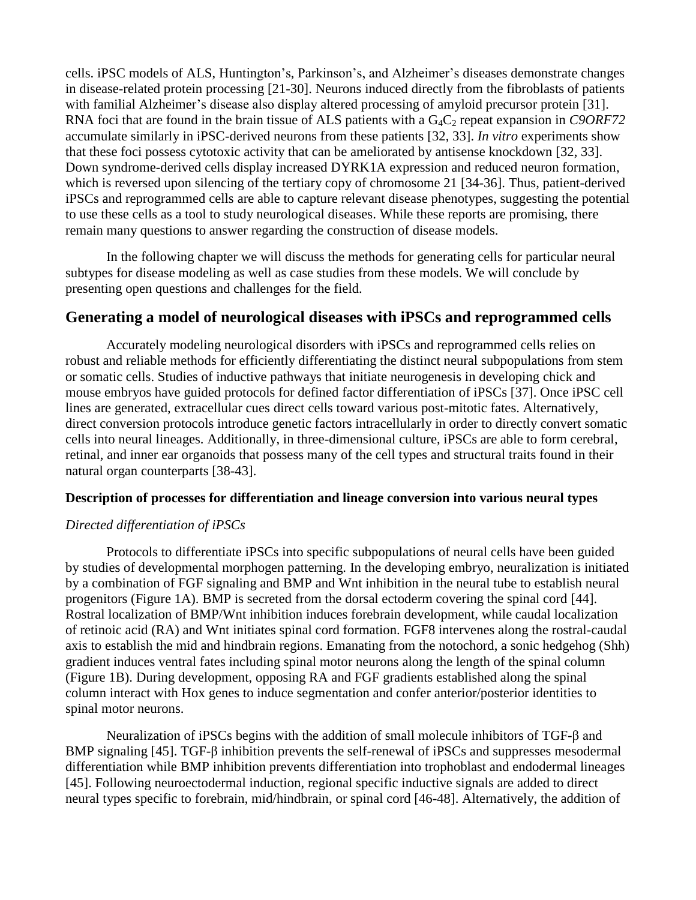cells. iPSC models of ALS, Huntington's, Parkinson's, and Alzheimer's diseases demonstrate changes in disease-related protein processing [21-30]. Neurons induced directly from the fibroblasts of patients with familial Alzheimer's disease also display altered processing of amyloid precursor protein [31]. RNA foci that are found in the brain tissue of ALS patients with a $G_4C_2$ repeat expansion in *C9ORF72* accumulate similarly in iPSC-derived neurons from these patients [32, 33]. *In vitro* experiments show that these foci possess cytotoxic activity that can be ameliorated by antisense knockdown [32, 33]. Down syndrome-derived cells display increased DYRK1A expression and reduced neuron formation, which is reversed upon silencing of the tertiary copy of chromosome 21 [34-36]. Thus, patient-derived iPSCs and reprogrammed cells are able to capture relevant disease phenotypes, suggesting the potential to use these cells as a tool to study neurological diseases. While these reports are promising, there remain many questions to answer regarding the construction of disease models.

In the following chapter we will discuss the methods for generating cells for particular neural subtypes for disease modeling as well as case studies from these models. We will conclude by presenting open questions and challenges for the field.

## Generating a model of neurological diseases with iPSCs and reprogrammed cells

Accurately modeling neurological disorders with iPSCs and reprogrammed cells relies on robust and reliable methods for efficiently differentiating the distinct neural subpopulations from stem or somatic cells. Studies of inductive pathways that initiate neurogenesis in developing chick and mouse embryos have guided protocols for defined factor differentiation of iPSCs [37]. Once iPSC cell lines are generated, extracellular cues direct cells toward various post-mitotic fates. Alternatively, direct conversion protocols introduce genetic factors intracellularly in order to directly convert somatic cells into neural lineages. Additionally, in three-dimensional culture, iPSCs are able to form cerebral, retinal, and inner ear organoids that possess many of the cell types and structural traits found in their natural organ counterparts [38-43].

### Description of processes for differentiation and lineage conversion into various neural types

#### *Directed differentiation of iPSCs*

Protocols to differentiate iPSCs into specific subpopulations of neural cells have been guided by studies of developmental morphogen patterning. In the developing embryo, neuralization is initiated by a combination of FGF signaling and BMP and Wnt inhibition in the neural tube to establish neural progenitors (Figure 1A). BMP is secreted from the dorsal ectoderm covering the spinal cord [44]. Rostral localization of BMP/Wnt inhibition induces forebrain development, while caudal localization of retinoic acid (RA) and Wnt initiates spinal cord formation. FGF8 intervenes along the rostral-caudal axis to establish the mid and hindbrain regions. Emanating from the notochord, a sonic hedgehog (Shh) gradient induces ventral fates including spinal motor neurons along the length of the spinal column (Figure 1B). During development, opposing RA and FGF gradients established along the spinal column interact with Hox genes to induce segmentation and confer anterior/posterior identities to spinal motor neurons.

Neuralization of iPSCs begins with the addition of small molecule inhibitors of TGF-β and BMP signaling [45]. TGF-β inhibition prevents the self-renewal of iPSCs and suppresses mesodermal differentiation while BMP inhibition prevents differentiation into trophoblast and endodermal lineages [45]. Following neuroectodermal induction, regional specific inductive signals are added to direct neural types specific to forebrain, mid/hindbrain, or spinal cord [46-48]. Alternatively, the addition of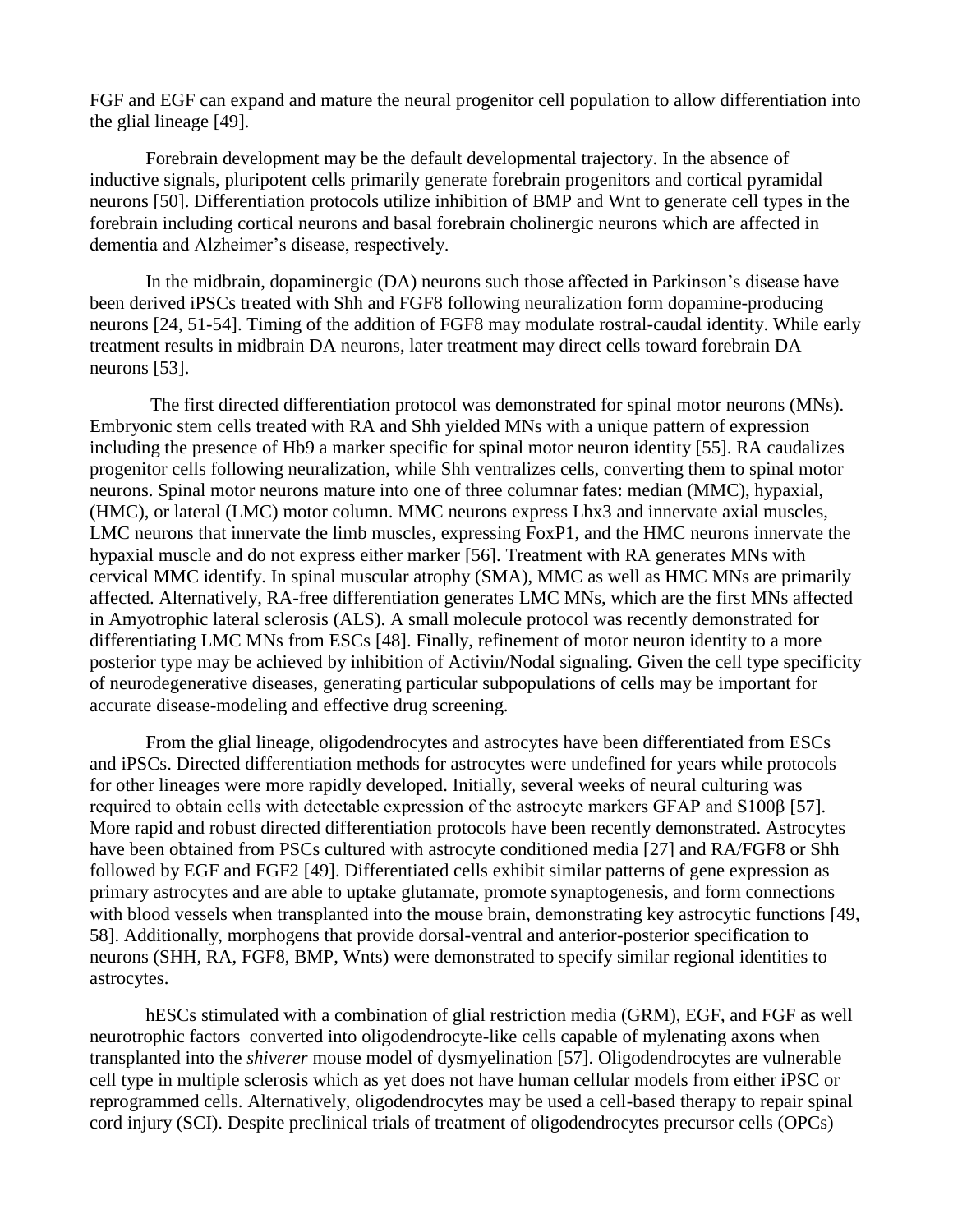FGF and EGF can expand and mature the neural progenitor cell population to allow differentiation into the glial lineage [49].

Forebrain development may be the default developmental trajectory. In the absence of inductive signals, pluripotent cells primarily generate forebrain progenitors and cortical pyramidal neurons [50]. Differentiation protocols utilize inhibition of BMP and Wnt to generate cell types in the forebrain including cortical neurons and basal forebrain cholinergic neurons which are affected in dementia and Alzheimer's disease, respectively.

In the midbrain, dopaminergic (DA) neurons such those affected in Parkinson's disease have been derived iPSCs treated with Shh and FGF8 following neuralization form dopamine-producing neurons [24, 51-54]. Timing of the addition of FGF8 may modulate rostral-caudal identity. While early treatment results in midbrain DA neurons, later treatment may direct cells toward forebrain DA neurons [53].

The first directed differentiation protocol was demonstrated for spinal motor neurons (MNs). Embryonic stem cells treated with RA and Shh yielded MNs with a unique pattern of expression including the presence of Hb9 a marker specific for spinal motor neuron identity [55]. RA caudalizes progenitor cells following neuralization, while Shh ventralizes cells, converting them to spinal motor neurons. Spinal motor neurons mature into one of three columnar fates: median (MMC), hypaxial, (HMC), or lateral (LMC) motor column. MMC neurons express Lhx3 and innervate axial muscles, LMC neurons that innervate the limb muscles, expressing FoxP1, and the HMC neurons innervate the hypaxial muscle and do not express either marker [56]. Treatment with RA generates MNs with cervical MMC identify. In spinal muscular atrophy (SMA), MMC as well as HMC MNs are primarily affected. Alternatively, RA-free differentiation generates LMC MNs, which are the first MNs affected in Amyotrophic lateral sclerosis (ALS). A small molecule protocol was recently demonstrated for differentiating LMC MNs from ESCs [48]. Finally, refinement of motor neuron identity to a more posterior type may be achieved by inhibition of Activin/Nodal signaling. Given the cell type specificity of neurodegenerative diseases, generating particular subpopulations of cells may be important for accurate disease-modeling and effective drug screening.

From the glial lineage, oligodendrocytes and astrocytes have been differentiated from ESCs and iPSCs. Directed differentiation methods for astrocytes were undefined for years while protocols for other lineages were more rapidly developed. Initially, several weeks of neural culturing was required to obtain cells with detectable expression of the astrocyte markers GFAP and S100β [57]. More rapid and robust directed differentiation protocols have been recently demonstrated. Astrocytes have been obtained from PSCs cultured with astrocyte conditioned media [27] and RA/FGF8 or Shh followed by EGF and FGF2 [49]. Differentiated cells exhibit similar patterns of gene expression as primary astrocytes and are able to uptake glutamate, promote synaptogenesis, and form connections with blood vessels when transplanted into the mouse brain, demonstrating key astrocytic functions [49, 58]. Additionally, morphogens that provide dorsal-ventral and anterior-posterior specification to neurons (SHH, RA, FGF8, BMP, Wnts) were demonstrated to specify similar regional identities to astrocytes.

hESCs stimulated with a combination of glial restriction media (GRM), EGF, and FGF as well neurotrophic factors converted into oligodendrocyte-like cells capable of mylenating axons when transplanted into the *shiverer* mouse model of dysmyelination [57]. Oligodendrocytes are vulnerable cell type in multiple sclerosis which as yet does not have human cellular models from either iPSC or reprogrammed cells. Alternatively, oligodendrocytes may be used a cell-based therapy to repair spinal cord injury (SCI). Despite preclinical trials of treatment of oligodendrocytes precursor cells (OPCs)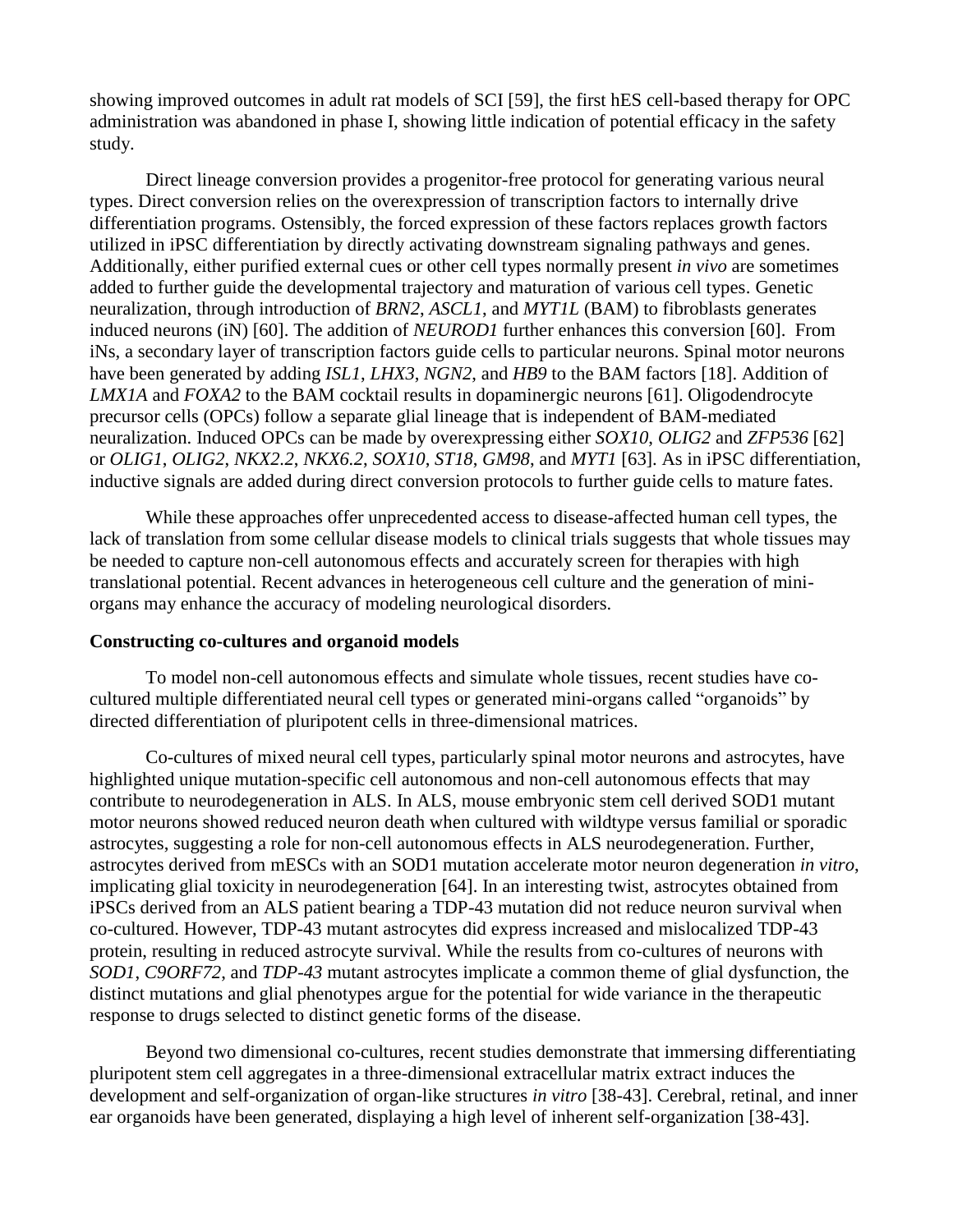showing improved outcomes in adult rat models of SCI [59], the first hES cell-based therapy for OPC administration was abandoned in phase I, showing little indication of potential efficacy in the safety study.

Direct lineage conversion provides a progenitor-free protocol for generating various neural types. Direct conversion relies on the overexpression of transcription factors to internally drive differentiation programs. Ostensibly, the forced expression of these factors replaces growth factors utilized in iPSC differentiation by directly activating downstream signaling pathways and genes. Additionally, either purified external cues or other cell types normally present *in vivo* are sometimes added to further guide the developmental trajectory and maturation of various cell types. Genetic neuralization, through introduction of *BRN2*, *ASCL1*, and *MYT1L* (BAM) to fibroblasts generates induced neurons (iN) [60]. The addition of *NEUROD1* further enhances this conversion [60]. From iNs, a secondary layer of transcription factors guide cells to particular neurons. Spinal motor neurons have been generated by adding *ISL1*, *LHX3*, *NGN2*, and *HB9* to the BAM factors [18]. Addition of *LMX1A* and *FOXA2* to the BAM cocktail results in dopaminergic neurons [61]. Oligodendrocyte precursor cells (OPCs) follow a separate glial lineage that is independent of BAM-mediated neuralization. Induced OPCs can be made by overexpressing either *SOX10*, *OLIG2* and *ZFP536* [62] or *OLIG1*, *OLIG2*, *NKX2.2*, *NKX6.2*, *SOX10*, *ST18*, *GM98*, and *MYT1* [63]. As in iPSC differentiation, inductive signals are added during direct conversion protocols to further guide cells to mature fates.

While these approaches offer unprecedented access to disease-affected human cell types, the lack of translation from some cellular disease models to clinical trials suggests that whole tissues may be needed to capture non-cell autonomous effects and accurately screen for therapies with high translational potential. Recent advances in heterogeneous cell culture and the generation of mini-organs may enhance the accuracy of modeling neurological disorders.

**Constructing co-cultures and organoid models**

To model non-cell autonomous effects and simulate whole tissues, recent studies have co-cultured multiple differentiated neural cell types or generated mini-organs called "organoids" by directed differentiation of pluripotent cells in three-dimensional matrices.

Co-cultures of mixed neural cell types, particularly spinal motor neurons and astrocytes, have highlighted unique mutation-specific cell autonomous and non-cell autonomous effects that may contribute to neurodegeneration in ALS. In ALS, mouse embryonic stem cell derived SOD1 mutant motor neurons showed reduced neuron death when cultured with wildtype versus familial or sporadic astrocytes, suggesting a role for non-cell autonomous effects in ALS neurodegeneration. Further, astrocytes derived from mESCs with an SOD1 mutation accelerate motor neuron degeneration *in vitro*, implicating glial toxicity in neurodegeneration [64]. In an interesting twist, astrocytes obtained from iPSCs derived from an ALS patient bearing a TDP-43 mutation did not reduce neuron survival when co-cultured. However, TDP-43 mutant astrocytes did express increased and mislocalized TDP-43 protein, resulting in reduced astrocyte survival. While the results from co-cultures of neurons with *SOD1*, *C9ORF72*, and *TDP-43* mutant astrocytes implicate a common theme of glial dysfunction, the distinct mutations and glial phenotypes argue for the potential for wide variance in the therapeutic response to drugs selected to distinct genetic forms of the disease.

Beyond two dimensional co-cultures, recent studies demonstrate that immersing differentiating pluripotent stem cell aggregates in a three-dimensional extracellular matrix extract induces the development and self-organization of organ-like structures *in vitro* [38-43]. Cerebral, retinal, and inner ear organoids have been generated, displaying a high level of inherent self-organization [38-43].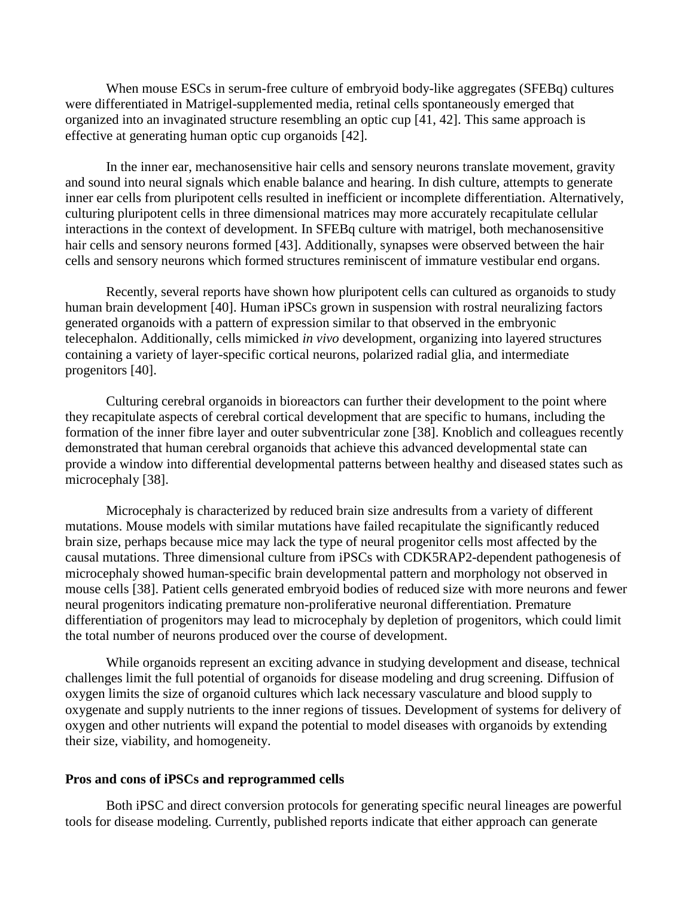When mouse ESCs in serum-free culture of embryoid body-like aggregates (SFEBq) cultures were differentiated in Matrigel-supplemented media, retinal cells spontaneously emerged that organized into an invaginated structure resembling an optic cup [41, 42]. This same approach is effective at generating human optic cup organoids [42].

In the inner ear, mechanosensitive hair cells and sensory neurons translate movement, gravity and sound into neural signals which enable balance and hearing. In dish culture, attempts to generate inner ear cells from pluripotent cells resulted in inefficient or incomplete differentiation. Alternatively, culturing pluripotent cells in three dimensional matrices may more accurately recapitulate cellular interactions in the context of development. In SFEBq culture with matrigel, both mechanosensitive hair cells and sensory neurons formed [43]. Additionally, synapses were observed between the hair cells and sensory neurons which formed structures reminiscent of immature vestibular end organs.

Recently, several reports have shown how pluripotent cells can cultured as organoids to study human brain development [40]. Human iPSCs grown in suspension with rostral neuralizing factors generated organoids with a pattern of expression similar to that observed in the embryonic telecephalon. Additionally, cells mimicked *in vivo* development, organizing into layered structures containing a variety of layer-specific cortical neurons, polarized radial glia, and intermediate progenitors [40].

Culturing cerebral organoids in bioreactors can further their development to the point where they recapitulate aspects of cerebral cortical development that are specific to humans, including the formation of the inner fibre layer and outer subventricular zone [38]. Knoblich and colleagues recently demonstrated that human cerebral organoids that achieve this advanced developmental state can provide a window into differential developmental patterns between healthy and diseased states such as microcephaly [38].

Microcephaly is characterized by reduced brain size andresults from a variety of different mutations. Mouse models with similar mutations have failed recapitulate the significantly reduced brain size, perhaps because mice may lack the type of neural progenitor cells most affected by the causal mutations. Three dimensional culture from iPSCs with CDK5RAP2-dependent pathogenesis of microcephaly showed human-specific brain developmental pattern and morphology not observed in mouse cells [38]. Patient cells generated embryoid bodies of reduced size with more neurons and fewer neural progenitors indicating premature non-proliferative neuronal differentiation. Premature differentiation of progenitors may lead to microcephaly by depletion of progenitors, which could limit the total number of neurons produced over the course of development.

While organoids represent an exciting advance in studying development and disease, technical challenges limit the full potential of organoids for disease modeling and drug screening. Diffusion of oxygen limits the size of organoid cultures which lack necessary vasculature and blood supply to oxygenate and supply nutrients to the inner regions of tissues. Development of systems for delivery of oxygen and other nutrients will expand the potential to model diseases with organoids by extending their size, viability, and homogeneity.

**Pros and cons of iPSCs and reprogrammed cells**

Both iPSC and direct conversion protocols for generating specific neural lineages are powerful tools for disease modeling. Currently, published reports indicate that either approach can generate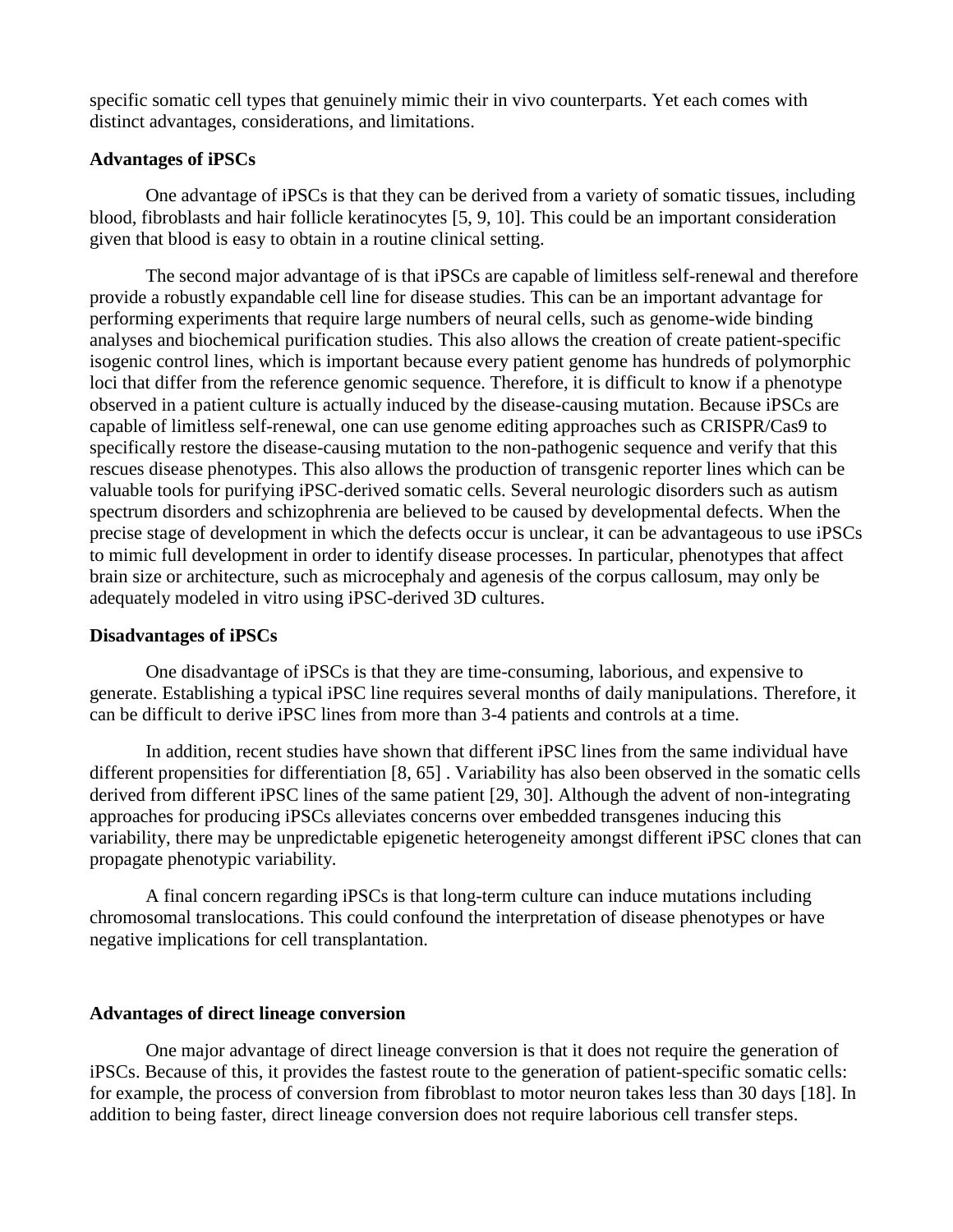specific somatic cell types that genuinely mimic their in vivo counterparts. Yet each comes with distinct advantages, considerations, and limitations.

**Advantages of iPSCs**

One advantage of iPSCs is that they can be derived from a variety of somatic tissues, including blood, fibroblasts and hair follicle keratinocytes [5, 9, 10]. This could be an important consideration given that blood is easy to obtain in a routine clinical setting.

The second major advantage of is that iPSCs are capable of limitless self-renewal and therefore provide a robustly expandable cell line for disease studies. This can be an important advantage for performing experiments that require large numbers of neural cells, such as genome-wide binding analyses and biochemical purification studies. This also allows the creation of create patient-specific isogenic control lines, which is important because every patient genome has hundreds of polymorphic loci that differ from the reference genomic sequence. Therefore, it is difficult to know if a phenotype observed in a patient culture is actually induced by the disease-causing mutation. Because iPSCs are capable of limitless self-renewal, one can use genome editing approaches such as CRISPR/Cas9 to specifically restore the disease-causing mutation to the non-pathogenic sequence and verify that this rescues disease phenotypes. This also allows the production of transgenic reporter lines which can be valuable tools for purifying iPSC-derived somatic cells. Several neurologic disorders such as autism spectrum disorders and schizophrenia are believed to be caused by developmental defects. When the precise stage of development in which the defects occur is unclear, it can be advantageous to use iPSCs to mimic full development in order to identify disease processes. In particular, phenotypes that affect brain size or architecture, such as microcephaly and agenesis of the corpus callosum, may only be adequately modeled in vitro using iPSC-derived 3D cultures.

**Disadvantages of iPSCs**

One disadvantage of iPSCs is that they are time-consuming, laborious, and expensive to generate. Establishing a typical iPSC line requires several months of daily manipulations. Therefore, it can be difficult to derive iPSC lines from more than 3-4 patients and controls at a time.

In addition, recent studies have shown that different iPSC lines from the same individual have different propensities for differentiation [8, 65] . Variability has also been observed in the somatic cells derived from different iPSC lines of the same patient [29, 30]. Although the advent of non-integrating approaches for producing iPSCs alleviates concerns over embedded transgenes inducing this variability, there may be unpredictable epigenetic heterogeneity amongst different iPSC clones that can propagate phenotypic variability.

A final concern regarding iPSCs is that long-term culture can induce mutations including chromosomal translocations. This could confound the interpretation of disease phenotypes or have negative implications for cell transplantation.

**Advantages of direct lineage conversion**

One major advantage of direct lineage conversion is that it does not require the generation of iPSCs. Because of this, it provides the fastest route to the generation of patient-specific somatic cells: for example, the process of conversion from fibroblast to motor neuron takes less than 30 days [18]. In addition to being faster, direct lineage conversion does not require laborious cell transfer steps.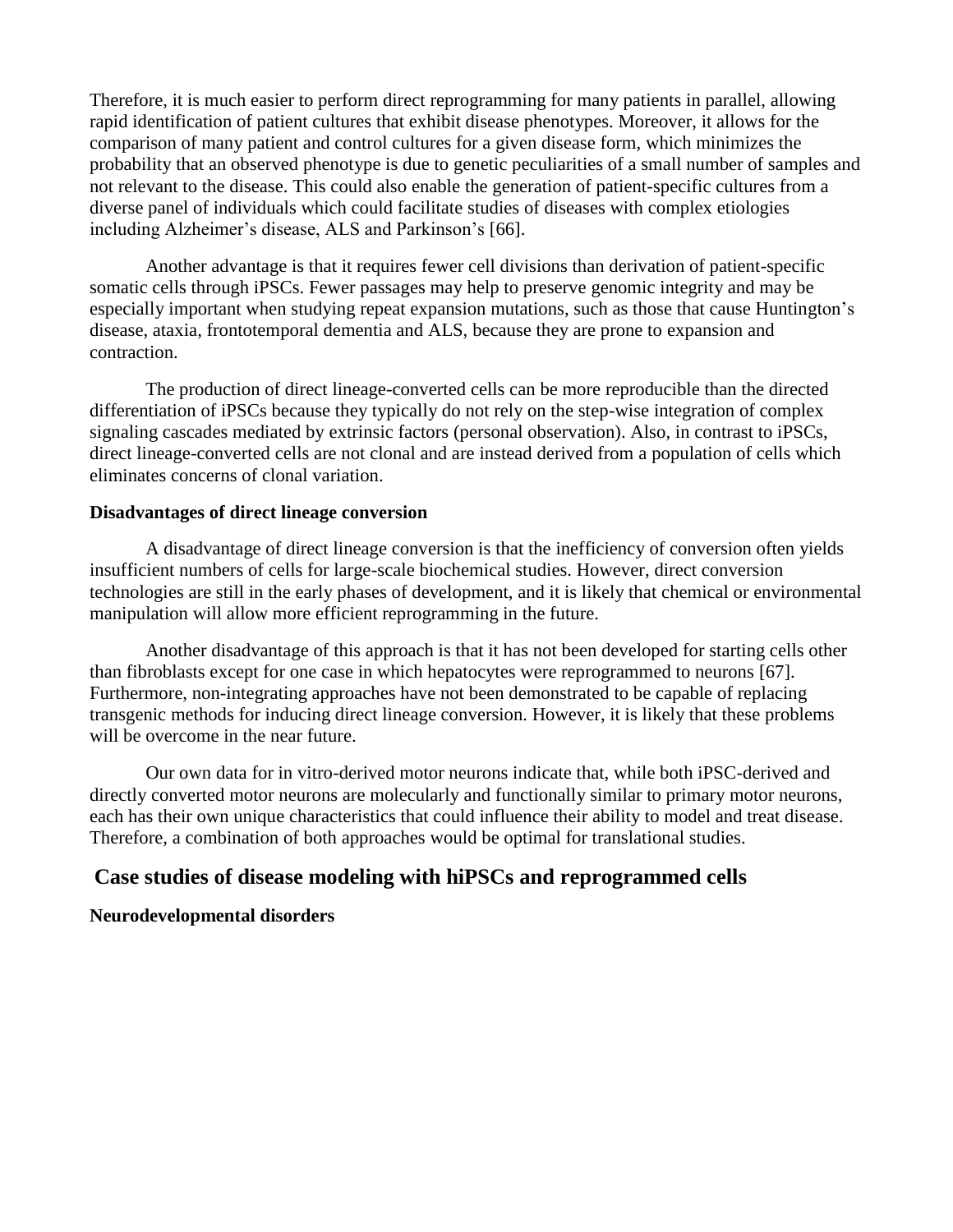Therefore, it is much easier to perform direct reprogramming for many patients in parallel, allowing rapid identification of patient cultures that exhibit disease phenotypes. Moreover, it allows for the comparison of many patient and control cultures for a given disease form, which minimizes the probability that an observed phenotype is due to genetic peculiarities of a small number of samples and not relevant to the disease. This could also enable the generation of patient-specific cultures from a diverse panel of individuals which could facilitate studies of diseases with complex etiologies including Alzheimer's disease, ALS and Parkinson's [66].

Another advantage is that it requires fewer cell divisions than derivation of patient-specific somatic cells through iPSCs. Fewer passages may help to preserve genomic integrity and may be especially important when studying repeat expansion mutations, such as those that cause Huntington's disease, ataxia, frontotemporal dementia and ALS, because they are prone to expansion and contraction.

The production of direct lineage-converted cells can be more reproducible than the directed differentiation of iPSCs because they typically do not rely on the step-wise integration of complex signaling cascades mediated by extrinsic factors (personal observation). Also, in contrast to iPSCs, direct lineage-converted cells are not clonal and are instead derived from a population of cells which eliminates concerns of clonal variation.

### Disadvantages of direct lineage conversion

A disadvantage of direct lineage conversion is that the inefficiency of conversion often yields insufficient numbers of cells for large-scale biochemical studies. However, direct conversion technologies are still in the early phases of development, and it is likely that chemical or environmental manipulation will allow more efficient reprogramming in the future.

Another disadvantage of this approach is that it has not been developed for starting cells other than fibroblasts except for one case in which hepatocytes were reprogrammed to neurons [67]. Furthermore, non-integrating approaches have not been demonstrated to be capable of replacing transgenic methods for inducing direct lineage conversion. However, it is likely that these problems will be overcome in the near future.

Our own data for in vitro-derived motor neurons indicate that, while both iPSC-derived and directly converted motor neurons are molecularly and functionally similar to primary motor neurons, each has their own unique characteristics that could influence their ability to model and treat disease. Therefore, a combination of both approaches would be optimal for translational studies.

## Case studies of disease modeling with hiPSCs and reprogrammed cells

### Neurodevelopmental disorders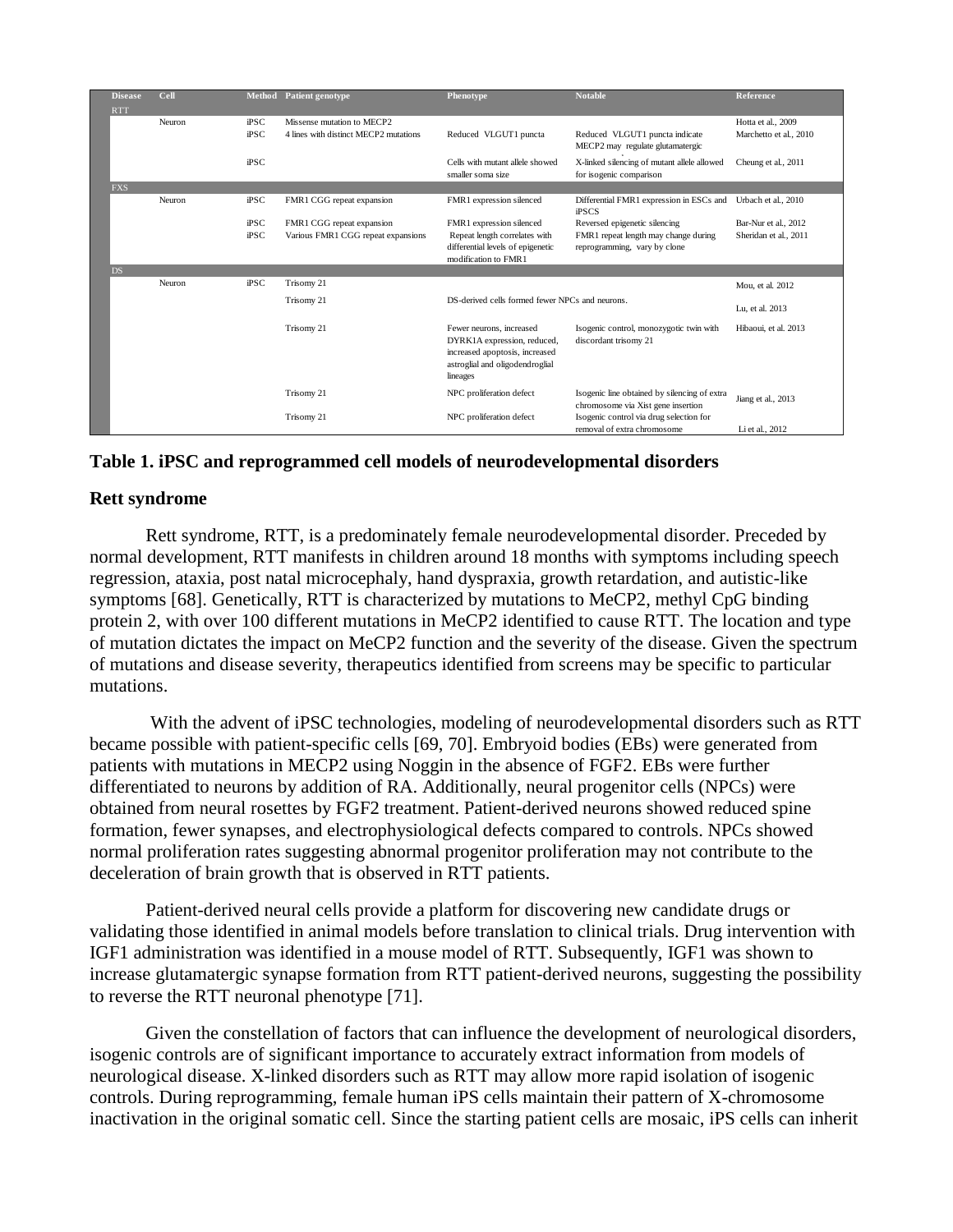| Disease | Cell | Method | Patient genotype | Phenotype | Notable | Reference |
|---|---|---|---|---|---|---|
| RTT | | | | | | |
| | Neuron | iPSC | Missense mutation to MECP2 | | | Hotta et al., 2009 |
| | | iPSC | 4 lines with distinct MECP2 mutations | Reduced VLGUT1 puncta | Reduced VLGUT1 puncta indicate MECP2 may regulate glutamatergic | Marchetto et al., 2010 |
| | | iPSC | | Cells with mutant allele showed smaller soma size | X-linked silencing of mutant allele allowed for isogenic comparison | Cheung et al., 2011 |
| FXS | | | | | | |
| | Neuron | iPSC | FMR1 CGG repeat expansion | FMR1 expression silenced | Differential FMR1 expression in ESCs and iPSCS | Urbach et al., 2010 |
| | | iPSC | FMR1 CGG repeat expansion | FMR1 expression silenced | Reversed epigenetic silencing | Bar-Nur et al., 2012 |
| | | iPSC | Various FMR1 CGG repeat expansions | Repeat length correlates with differential levels of epigenetic modification to FMR1 | FMR1 repeat length may change during reprogramming, vary by clone | Sheridan et al., 2011 |
| DS | | | | | | |
| | Neuron | iPSC | Trisomy 21 | | | Mou, et al. 2012 |
| | | | Trisomy 21 | DS-derived cells formed fewer NPCs and neurons. | | Lu, et al. 2013 |
| | | | Trisomy 21 | Fewer neurons, increased DYRK1A expression, reduced, increased apoptosis, increased astroglial and oligodendroglial lineages | Isogenic control, monozygotic twin with discordant trisomy 21 | Hibaoui, et al. 2013 |
| | | | Trisomy 21 | NPC proliferation defect | Isogenic line obtained by silencing of extra chromosome via Xist gene insertion | Jiang et al., 2013 |
| | | | Trisomy 21 | NPC proliferation defect | Isogenic control via drug selection for removal of extra chromosome | Li et al., 2012 |

**Table 1. iPSC and reprogrammed cell models of neurodevelopmental disorders**

### Rett syndrome

Rett syndrome, RTT, is a predominately female neurodevelopmental disorder. Preceded by normal development, RTT manifests in children around 18 months with symptoms including speech regression, ataxia, post natal microcephaly, hand dyspraxia, growth retardation, and autistic-like symptoms [68]. Genetically, RTT is characterized by mutations to MeCP2, methyl CpG binding protein 2, with over 100 different mutations in MeCP2 identified to cause RTT. The location and type of mutation dictates the impact on MeCP2 function and the severity of the disease. Given the spectrum of mutations and disease severity, therapeutics identified from screens may be specific to particular mutations.

With the advent of iPSC technologies, modeling of neurodevelopmental disorders such as RTT became possible with patient-specific cells [69, 70]. Embryoid bodies (EBs) were generated from patients with mutations in MECP2 using Noggin in the absence of FGF2. EBs were further differentiated to neurons by addition of RA. Additionally, neural progenitor cells (NPCs) were obtained from neural rosettes by FGF2 treatment. Patient-derived neurons showed reduced spine formation, fewer synapses, and electrophysiological defects compared to controls. NPCs showed normal proliferation rates suggesting abnormal progenitor proliferation may not contribute to the deceleration of brain growth that is observed in RTT patients.

Patient-derived neural cells provide a platform for discovering new candidate drugs or validating those identified in animal models before translation to clinical trials. Drug intervention with IGF1 administration was identified in a mouse model of RTT. Subsequently, IGF1 was shown to increase glutamatergic synapse formation from RTT patient-derived neurons, suggesting the possibility to reverse the RTT neuronal phenotype [71].

Given the constellation of factors that can influence the development of neurological disorders, isogenic controls are of significant importance to accurately extract information from models of neurological disease. X-linked disorders such as RTT may allow more rapid isolation of isogenic controls. During reprogramming, female human iPS cells maintain their pattern of X-chromosome inactivation in the original somatic cell. Since the starting patient cells are mosaic, iPS cells can inherit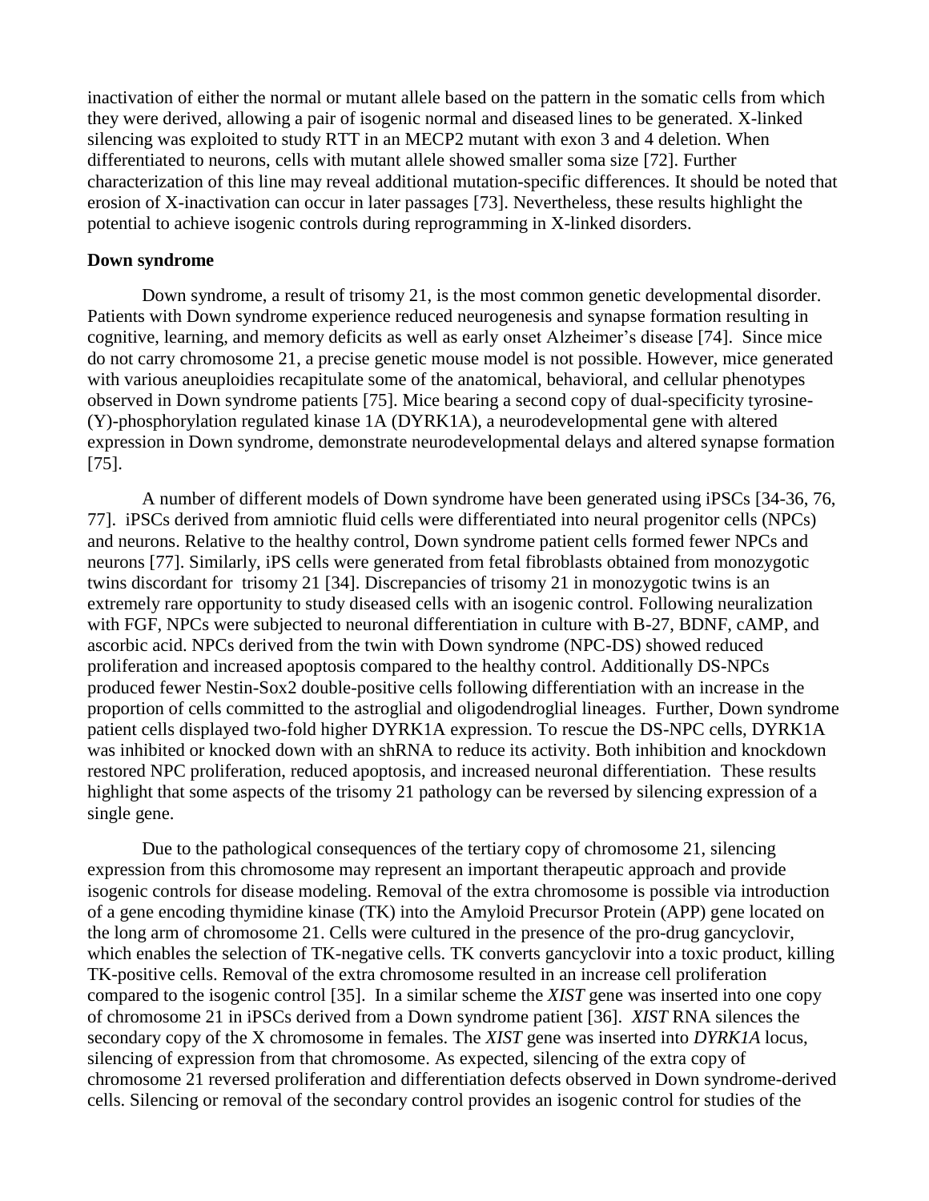inactivation of either the normal or mutant allele based on the pattern in the somatic cells from which they were derived, allowing a pair of isogenic normal and diseased lines to be generated. X-linked silencing was exploited to study RTT in an MECP2 mutant with exon 3 and 4 deletion. When differentiated to neurons, cells with mutant allele showed smaller soma size [72]. Further characterization of this line may reveal additional mutation-specific differences. It should be noted that erosion of X-inactivation can occur in later passages [73]. Nevertheless, these results highlight the potential to achieve isogenic controls during reprogramming in X-linked disorders.

**Down syndrome**

Down syndrome, a result of trisomy 21, is the most common genetic developmental disorder. Patients with Down syndrome experience reduced neurogenesis and synapse formation resulting in cognitive, learning, and memory deficits as well as early onset Alzheimer's disease [74]. Since mice do not carry chromosome 21, a precise genetic mouse model is not possible. However, mice generated with various aneuploidies recapitulate some of the anatomical, behavioral, and cellular phenotypes observed in Down syndrome patients [75]. Mice bearing a second copy of dual-specificity tyrosine-(Y)-phosphorylation regulated kinase 1A (DYRK1A), a neurodevelopmental gene with altered expression in Down syndrome, demonstrate neurodevelopmental delays and altered synapse formation [75].

A number of different models of Down syndrome have been generated using iPSCs [34-36, 76, 77]. iPSCs derived from amniotic fluid cells were differentiated into neural progenitor cells (NPCs) and neurons. Relative to the healthy control, Down syndrome patient cells formed fewer NPCs and neurons [77]. Similarly, iPS cells were generated from fetal fibroblasts obtained from monozygotic twins discordant for trisomy 21 [34]. Discrepancies of trisomy 21 in monozygotic twins is an extremely rare opportunity to study diseased cells with an isogenic control. Following neuralization with FGF, NPCs were subjected to neuronal differentiation in culture with B-27, BDNF, cAMP, and ascorbic acid. NPCs derived from the twin with Down syndrome (NPC-DS) showed reduced proliferation and increased apoptosis compared to the healthy control. Additionally DS-NPCs produced fewer Nestin-Sox2 double-positive cells following differentiation with an increase in the proportion of cells committed to the astroglial and oligodendroglial lineages. Further, Down syndrome patient cells displayed two-fold higher DYRK1A expression. To rescue the DS-NPC cells, DYRK1A was inhibited or knocked down with an shRNA to reduce its activity. Both inhibition and knockdown restored NPC proliferation, reduced apoptosis, and increased neuronal differentiation. These results highlight that some aspects of the trisomy 21 pathology can be reversed by silencing expression of a single gene.

Due to the pathological consequences of the tertiary copy of chromosome 21, silencing expression from this chromosome may represent an important therapeutic approach and provide isogenic controls for disease modeling. Removal of the extra chromosome is possible via introduction of a gene encoding thymidine kinase (TK) into the Amyloid Precursor Protein (APP) gene located on the long arm of chromosome 21. Cells were cultured in the presence of the pro-drug gancyclovir, which enables the selection of TK-negative cells. TK converts gancyclovir into a toxic product, killing TK-positive cells. Removal of the extra chromosome resulted in an increase cell proliferation compared to the isogenic control [35]. In a similar scheme the *XIST* gene was inserted into one copy of chromosome 21 in iPSCs derived from a Down syndrome patient [36]. *XIST* RNA silences the secondary copy of the X chromosome in females. The *XIST* gene was inserted into *DYRK1A* locus, silencing of expression from that chromosome. As expected, silencing of the extra copy of chromosome 21 reversed proliferation and differentiation defects observed in Down syndrome-derived cells. Silencing or removal of the secondary control provides an isogenic control for studies of the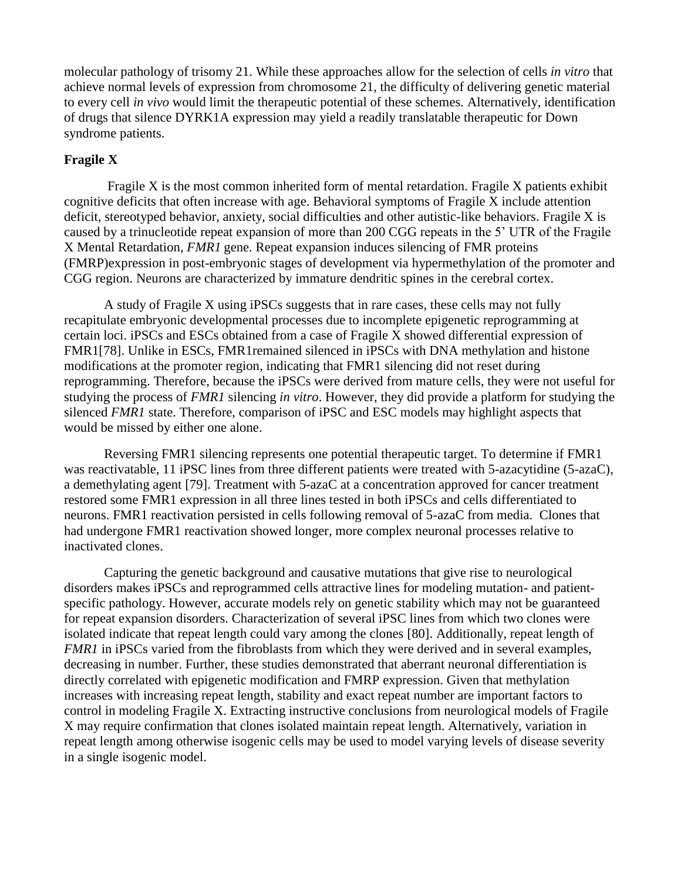molecular pathology of trisomy 21. While these approaches allow for the selection of cells *in vitro* that achieve normal levels of expression from chromosome 21, the difficulty of delivering genetic material to every cell *in vivo* would limit the therapeutic potential of these schemes. Alternatively, identification of drugs that silence DYRK1A expression may yield a readily translatable therapeutic for Down syndrome patients.

## Fragile X

Fragile X is the most common inherited form of mental retardation. Fragile X patients exhibit cognitive deficits that often increase with age. Behavioral symptoms of Fragile X include attention deficit, stereotyped behavior, anxiety, social difficulties and other autistic-like behaviors. Fragile X is caused by a trinucleotide repeat expansion of more than 200 CGG repeats in the 5' UTR of the Fragile X Mental Retardation, *FMR1* gene. Repeat expansion induces silencing of FMR proteins (FMRP)expression in post-embryonic stages of development via hypermethylation of the promoter and CGG region. Neurons are characterized by immature dendritic spines in the cerebral cortex.

A study of Fragile X using iPSCs suggests that in rare cases, these cells may not fully recapitulate embryonic developmental processes due to incomplete epigenetic reprogramming at certain loci. iPSCs and ESCs obtained from a case of Fragile X showed differential expression of FMR1[78]. Unlike in ESCs, FMR1remained silenced in iPSCs with DNA methylation and histone modifications at the promoter region, indicating that FMR1 silencing did not reset during reprogramming. Therefore, because the iPSCs were derived from mature cells, they were not useful for studying the process of *FMR1* silencing *in vitro*. However, they did provide a platform for studying the silenced *FMR1* state. Therefore, comparison of iPSC and ESC models may highlight aspects that would be missed by either one alone.

Reversing FMR1 silencing represents one potential therapeutic target. To determine if FMR1 was reactivatable, 11 iPSC lines from three different patients were treated with 5-azacytidine (5-azaC), a demethylating agent [79]. Treatment with 5-azaC at a concentration approved for cancer treatment restored some FMR1 expression in all three lines tested in both iPSCs and cells differentiated to neurons. FMR1 reactivation persisted in cells following removal of 5-azaC from media. Clones that had undergone FMR1 reactivation showed longer, more complex neuronal processes relative to inactivated clones.

Capturing the genetic background and causative mutations that give rise to neurological disorders makes iPSCs and reprogrammed cells attractive lines for modeling mutation- and patient-specific pathology. However, accurate models rely on genetic stability which may not be guaranteed for repeat expansion disorders. Characterization of several iPSC lines from which two clones were isolated indicate that repeat length could vary among the clones [80]. Additionally, repeat length of *FMR1* in iPSCs varied from the fibroblasts from which they were derived and in several examples, decreasing in number. Further, these studies demonstrated that aberrant neuronal differentiation is directly correlated with epigenetic modification and FMRP expression. Given that methylation increases with increasing repeat length, stability and exact repeat number are important factors to control in modeling Fragile X. Extracting instructive conclusions from neurological models of Fragile X may require confirmation that clones isolated maintain repeat length. Alternatively, variation in repeat length among otherwise isogenic cells may be used to model varying levels of disease severity in a single isogenic model.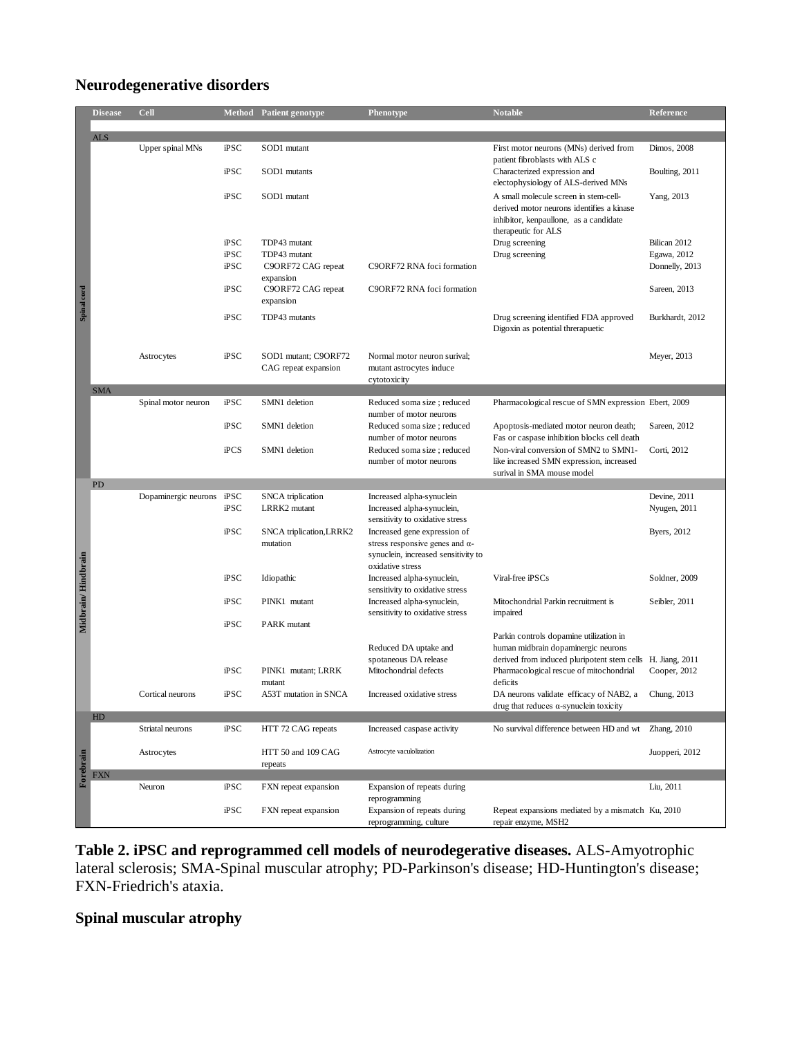## Neurodegenerative disorders

| | Disease | Cell | Method | Patient genotype | Phenotype | Notable | Reference |
|---|---|---|---|---|---|---|---|
| Spinal cord | ALS | | | | | | |
| | | Upper spinal MNs | iPSC | SOD1 mutant | | First motor neurons (MNs) derived from patient fibroblasts with ALS c | Dimos, 2008 |
| | | | iPSC | SOD1 mutants | | Characterized expression and electophysiology of ALS-derived MNs | Boulting, 2011 |
| | | | iPSC | SOD1 mutant | | A small molecule screen in stem-cell-derived motor neurons identifies a kinase inhibitor, kenpaullone, as a candidate therapeutic for ALS | Yang, 2013 |
| | | | iPSC | TDP43 mutant | | Drug screening | Bilican 2012 |
| | | | iPSC | TDP43 mutant | | Drug screening | Egawa, 2012 |
| | | | iPSC | C9ORF72 CAG repeat expansion | C9ORF72 RNA foci formation | | Donnelly, 2013 |
| | | | iPSC | C9ORF72 CAG repeat expansion | C9ORF72 RNA foci formation | | Sareen, 2013 |
| | | | iPSC | TDP43 mutants | | Drug screening identified FDA approved Digoxin as potential threrapuetic | Burkhardt, 2012 |
| | | Astrocytes | iPSC | SOD1 mutant; C9ORF72 CAG repeat expansion | Normal motor neuron surival; mutant astrocytes induce cytotoxicity | | Meyer, 2013 |
| | SMA | | | | | | |
| | | Spinal motor neuron | iPSC | SMN1 deletion | Reduced soma size ; reduced number of motor neurons | Pharmacological rescue of SMN expression | Ebert, 2009 |
| | | | iPSC | SMN1 deletion | Reduced soma size ; reduced number of motor neurons | Apoptosis-mediated motor neuron death; Fas or caspase inhibition blocks cell death | Sareen, 2012 |
| | | | iPCS | SMN1 deletion | Reduced soma size ; reduced number of motor neurons | Non-viral conversion of SMN2 to SMN1-like increased SMN expression, increased surival in SMA mouse model | Corti, 2012 |
| Midbrain/ Hindbrain | PD | | | | | | |
| | | Dopaminergic neurons | iPSC | SNCA triplication | Increased alpha-synuclein | | Devine, 2011 |
| | | | iPSC | LRRK2 mutant | Increased alpha-synuclein, sensitivity to oxidative stress | | Nyugen, 2011 |
| | | | iPSC | SNCA triplication,LRRK2 mutation | Increased gene expression of stress responsive genes and α-synuclein, increased sensitivity to oxidative stress | | Byers, 2012 |
| | | | iPSC | Idiopathic | Increased alpha-synuclein, sensitivity to oxidative stress | Viral-free iPSCs | Soldner, 2009 |
| | | | iPSC | PINK1 mutant | Increased alpha-synuclein, sensitivity to oxidative stress | Mitochondrial Parkin recruitment is impaired | Seibler, 2011 |
| | | | iPSC | PARK mutant | Reduced DA uptake and spotaneous DA release | Parkin controls dopamine utilization in human midbrain dopaminergic neurons derived from induced pluripotent stem cells | H. Jiang, 2011 |
| | | | iPSC | PINK1 mutant; LRRK mutant | Mitochondrial defects | Pharmacological rescue of mitochondrial deficits | Cooper, 2012 |
| | | Cortical neurons | iPSC | A53T mutation in SNCA | Increased oxidative stress | DA neurons validate efficacy of NAB2, a drug that reduces α-synuclein toxicity | Chung, 2013 |
| Forebrain | HD | | | | | | |
| | | Striatal neurons | iPSC | HTT 72 CAG repeats | Increased caspase activity | No survival difference between HD and wt | Zhang, 2010 |
| | | Astrocytes | | HTT 50 and 109 CAG repeats | Astrocyte vaculolization | | Juopperi, 2012 |
| | FXN | | | | | | |
| | | Neuron | iPSC | FXN repeat expansion | Expansion of repeats during reprogramming | | Liu, 2011 |
| | | | iPSC | FXN repeat expansion | Expansion of repeats during reprogramming, culture | Repeat expansions mediated by a mismatch repair enzyme, MSH2 | Ku, 2010 |

**Table 2. iPSC and reprogrammed cell models of neurodegerative diseases.** ALS-Amyotrophic lateral sclerosis; SMA-Spinal muscular atrophy; PD-Parkinson's disease; HD-Huntington's disease; FXN-Friedrich's ataxia.

## Spinal muscular atrophy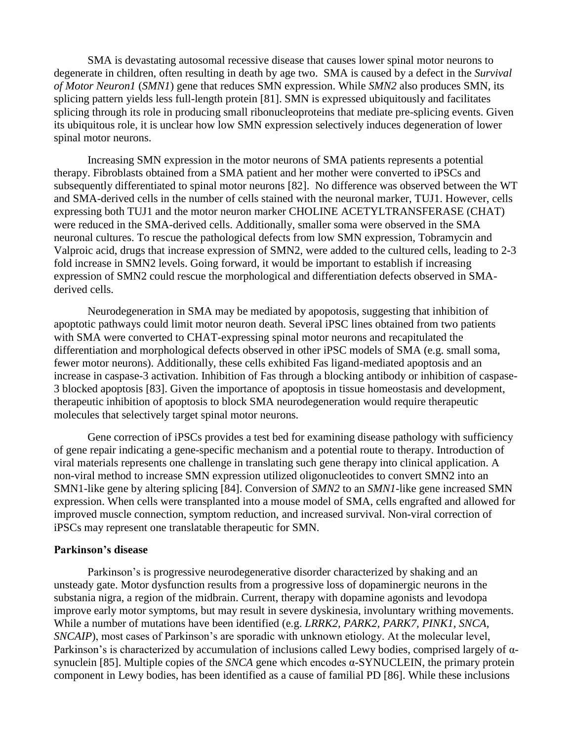SMA is devastating autosomal recessive disease that causes lower spinal motor neurons to degenerate in children, often resulting in death by age two. SMA is caused by a defect in the *Survival of Motor Neuron1* (*SMN1*) gene that reduces SMN expression. While *SMN2* also produces SMN, its splicing pattern yields less full-length protein [81]. SMN is expressed ubiquitously and facilitates splicing through its role in producing small ribonucleoproteins that mediate pre-splicing events. Given its ubiquitous role, it is unclear how low SMN expression selectively induces degeneration of lower spinal motor neurons.

Increasing SMN expression in the motor neurons of SMA patients represents a potential therapy. Fibroblasts obtained from a SMA patient and her mother were converted to iPSCs and subsequently differentiated to spinal motor neurons [82]. No difference was observed between the WT and SMA-derived cells in the number of cells stained with the neuronal marker, TUJ1. However, cells expressing both TUJ1 and the motor neuron marker CHOLINE ACETYLTRANSFERASE (CHAT) were reduced in the SMA-derived cells. Additionally, smaller soma were observed in the SMA neuronal cultures. To rescue the pathological defects from low SMN expression, Tobramycin and Valproic acid, drugs that increase expression of SMN2, were added to the cultured cells, leading to 2-3 fold increase in SMN2 levels. Going forward, it would be important to establish if increasing expression of SMN2 could rescue the morphological and differentiation defects observed in SMA-derived cells.

Neurodegeneration in SMA may be mediated by apoptosis, suggesting that inhibition of apoptotic pathways could limit motor neuron death. Several iPSC lines obtained from two patients with SMA were converted to CHAT-expressing spinal motor neurons and recapitulated the differentiation and morphological defects observed in other iPSC models of SMA (e.g. small soma, fewer motor neurons). Additionally, these cells exhibited Fas ligand-mediated apoptosis and an increase in caspase-3 activation. Inhibition of Fas through a blocking antibody or inhibition of caspase-3 blocked apoptosis [83]. Given the importance of apoptosis in tissue homeostasis and development, therapeutic inhibition of apoptosis to block SMA neurodegeneration would require therapeutic molecules that selectively target spinal motor neurons.

Gene correction of iPSCs provides a test bed for examining disease pathology with sufficiency of gene repair indicating a gene-specific mechanism and a potential route to therapy. Introduction of viral materials represents one challenge in translating such gene therapy into clinical application. A non-viral method to increase SMN expression utilized oligonucleotides to convert SMN2 into an SMN1-like gene by altering splicing [84]. Conversion of *SMN2* to an *SMN1*-like gene increased SMN expression. When cells were transplanted into a mouse model of SMA, cells engrafted and allowed for improved muscle connection, symptom reduction, and increased survival. Non-viral correction of iPSCs may represent one translatable therapeutic for SMN.

### Parkinson's disease

Parkinson's is progressive neurodegenerative disorder characterized by shaking and an unsteady gate. Motor dysfunction results from a progressive loss of dopaminergic neurons in the substania nigra, a region of the midbrain. Current, therapy with dopamine agonists and levodopa improve early motor symptoms, but may result in severe dyskinesia, involuntary writhing movements. While a number of mutations have been identified (e.g. *LRRK2, PARK2, PARK7, PINK1, SNCA, SNCAIP*), most cases of Parkinson's are sporadic with unknown etiology. At the molecular level, Parkinson's is characterized by accumulation of inclusions called Lewy bodies, comprised largely of α-synuclein [85]. Multiple copies of the *SNCA* gene which encodes α-SYNUCLEIN, the primary protein component in Lewy bodies, has been identified as a cause of familial PD [86]. While these inclusions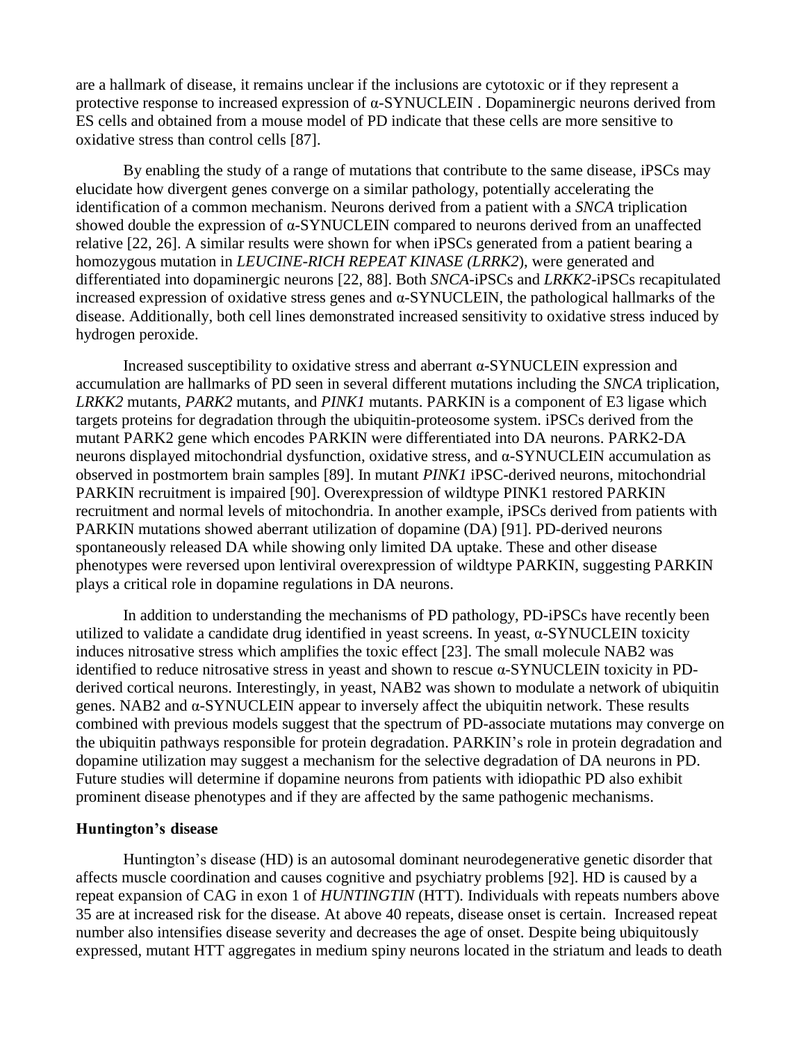are a hallmark of disease, it remains unclear if the inclusions are cytotoxic or if they represent a protective response to increased expression of α-SYNUCLEIN . Dopaminergic neurons derived from ES cells and obtained from a mouse model of PD indicate that these cells are more sensitive to oxidative stress than control cells [87].

By enabling the study of a range of mutations that contribute to the same disease, iPSCs may elucidate how divergent genes converge on a similar pathology, potentially accelerating the identification of a common mechanism. Neurons derived from a patient with a *SNCA* triplication showed double the expression of α-SYNUCLEIN compared to neurons derived from an unaffected relative [22, 26]. A similar results were shown for when iPSCs generated from a patient bearing a homozygous mutation in *LEUCINE-RICH REPEAT KINASE (LRRK2*), were generated and differentiated into dopaminergic neurons [22, 88]. Both *SNCA*-iPSCs and *LRKK2*-iPSCs recapitulated increased expression of oxidative stress genes and α-SYNUCLEIN, the pathological hallmarks of the disease. Additionally, both cell lines demonstrated increased sensitivity to oxidative stress induced by hydrogen peroxide.

Increased susceptibility to oxidative stress and aberrant α-SYNUCLEIN expression and accumulation are hallmarks of PD seen in several different mutations including the *SNCA* triplication, *LRKK2* mutants, *PARK2* mutants, and *PINK1* mutants. PARKIN is a component of E3 ligase which targets proteins for degradation through the ubiquitin-proteosome system. iPSCs derived from the mutant PARK2 gene which encodes PARKIN were differentiated into DA neurons. PARK2-DA neurons displayed mitochondrial dysfunction, oxidative stress, and α-SYNUCLEIN accumulation as observed in postmortem brain samples [89]. In mutant *PINK1* iPSC-derived neurons, mitochondrial PARKIN recruitment is impaired [90]. Overexpression of wildtype PINK1 restored PARKIN recruitment and normal levels of mitochondria. In another example, iPSCs derived from patients with PARKIN mutations showed aberrant utilization of dopamine (DA) [91]. PD-derived neurons spontaneously released DA while showing only limited DA uptake. These and other disease phenotypes were reversed upon lentiviral overexpression of wildtype PARKIN, suggesting PARKIN plays a critical role in dopamine regulations in DA neurons.

In addition to understanding the mechanisms of PD pathology, PD-iPSCs have recently been utilized to validate a candidate drug identified in yeast screens. In yeast, α-SYNUCLEIN toxicity induces nitrosative stress which amplifies the toxic effect [23]. The small molecule NAB2 was identified to reduce nitrosative stress in yeast and shown to rescue α-SYNUCLEIN toxicity in PD-derived cortical neurons. Interestingly, in yeast, NAB2 was shown to modulate a network of ubiquitin genes. NAB2 and α-SYNUCLEIN appear to inversely affect the ubiquitin network. These results combined with previous models suggest that the spectrum of PD-associate mutations may converge on the ubiquitin pathways responsible for protein degradation. PARKIN's role in protein degradation and dopamine utilization may suggest a mechanism for the selective degradation of DA neurons in PD. Future studies will determine if dopamine neurons from patients with idiopathic PD also exhibit prominent disease phenotypes and if they are affected by the same pathogenic mechanisms.

**Huntington's disease**

Huntington's disease (HD) is an autosomal dominant neurodegenerative genetic disorder that affects muscle coordination and causes cognitive and psychiatry problems [92]. HD is caused by a repeat expansion of CAG in exon 1 of *HUNTINGTIN* (HTT). Individuals with repeats numbers above 35 are at increased risk for the disease. At above 40 repeats, disease onset is certain. Increased repeat number also intensifies disease severity and decreases the age of onset. Despite being ubiquitously expressed, mutant HTT aggregates in medium spiny neurons located in the striatum and leads to death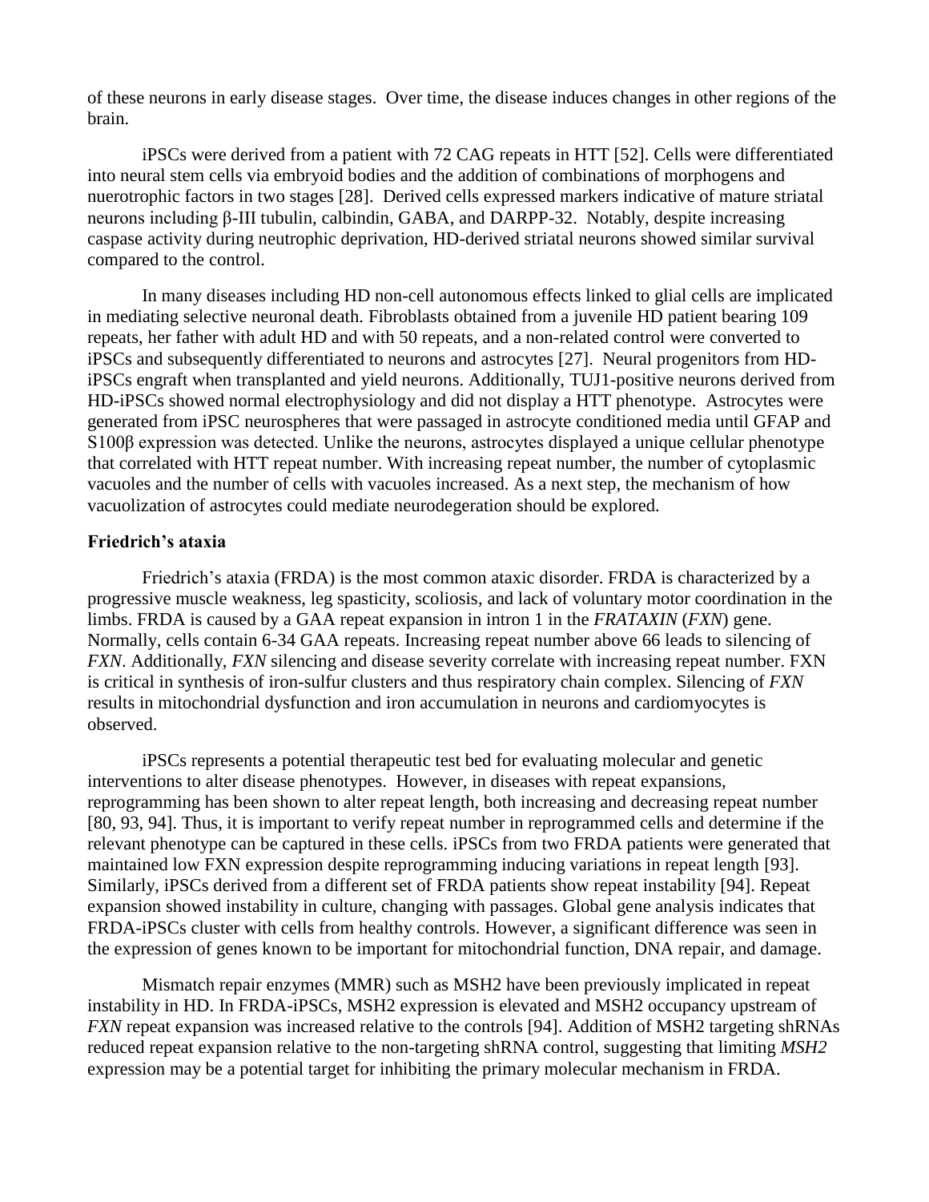of these neurons in early disease stages. Over time, the disease induces changes in other regions of the brain.

iPSCs were derived from a patient with 72 CAG repeats in HTT [52]. Cells were differentiated into neural stem cells via embryoid bodies and the addition of combinations of morphogens and nuerotrophic factors in two stages [28]. Derived cells expressed markers indicative of mature striatal neurons including β-III tubulin, calbindin, GABA, and DARPP-32. Notably, despite increasing caspase activity during neutrophic deprivation, HD-derived striatal neurons showed similar survival compared to the control.

In many diseases including HD non-cell autonomous effects linked to glial cells are implicated in mediating selective neuronal death. Fibroblasts obtained from a juvenile HD patient bearing 109 repeats, her father with adult HD and with 50 repeats, and a non-related control were converted to iPSCs and subsequently differentiated to neurons and astrocytes [27]. Neural progenitors from HD-iPSCs engraft when transplanted and yield neurons. Additionally, TUJ1-positive neurons derived from HD-iPSCs showed normal electrophysiology and did not display a HTT phenotype. Astrocytes were generated from iPSC neurospheres that were passaged in astrocyte conditioned media until GFAP and S100β expression was detected. Unlike the neurons, astrocytes displayed a unique cellular phenotype that correlated with HTT repeat number. With increasing repeat number, the number of cytoplasmic vacuoles and the number of cells with vacuoles increased. As a next step, the mechanism of how vacuolization of astrocytes could mediate neurodegeration should be explored.

### Friedrich's ataxia

Friedrich's ataxia (FRDA) is the most common ataxic disorder. FRDA is characterized by a progressive muscle weakness, leg spasticity, scoliosis, and lack of voluntary motor coordination in the limbs. FRDA is caused by a GAA repeat expansion in intron 1 in the *FRATAXIN* (*FXN*) gene. Normally, cells contain 6-34 GAA repeats. Increasing repeat number above 66 leads to silencing of *FXN*. Additionally, *FXN* silencing and disease severity correlate with increasing repeat number. FXN is critical in synthesis of iron-sulfur clusters and thus respiratory chain complex. Silencing of *FXN* results in mitochondrial dysfunction and iron accumulation in neurons and cardiomyocytes is observed.

iPSCs represents a potential therapeutic test bed for evaluating molecular and genetic interventions to alter disease phenotypes. However, in diseases with repeat expansions, reprogramming has been shown to alter repeat length, both increasing and decreasing repeat number [80, 93, 94]. Thus, it is important to verify repeat number in reprogrammed cells and determine if the relevant phenotype can be captured in these cells. iPSCs from two FRDA patients were generated that maintained low FXN expression despite reprogramming inducing variations in repeat length [93]. Similarly, iPSCs derived from a different set of FRDA patients show repeat instability [94]. Repeat expansion showed instability in culture, changing with passages. Global gene analysis indicates that FRDA-iPSCs cluster with cells from healthy controls. However, a significant difference was seen in the expression of genes known to be important for mitochondrial function, DNA repair, and damage.

Mismatch repair enzymes (MMR) such as MSH2 have been previously implicated in repeat instability in HD. In FRDA-iPSCs, MSH2 expression is elevated and MSH2 occupancy upstream of *FXN* repeat expansion was increased relative to the controls [94]. Addition of MSH2 targeting shRNAs reduced repeat expansion relative to the non-targeting shRNA control, suggesting that limiting *MSH2* expression may be a potential target for inhibiting the primary molecular mechanism in FRDA.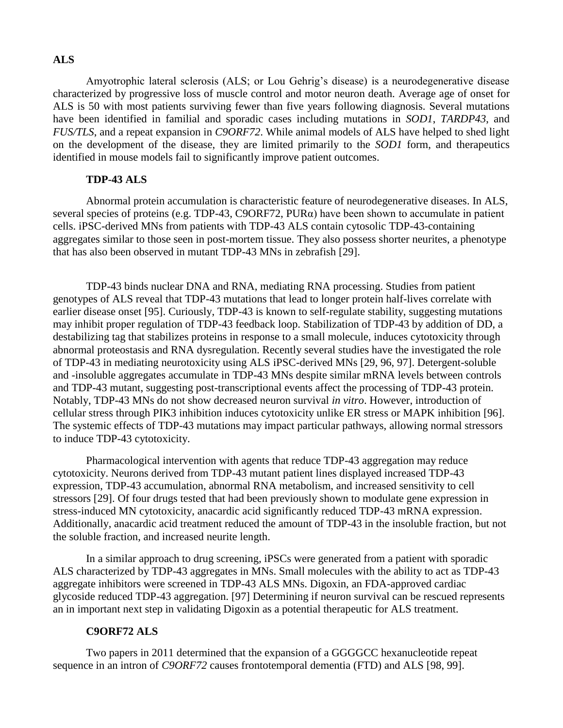## ALS

Amyotrophic lateral sclerosis (ALS; or Lou Gehrig's disease) is a neurodegenerative disease characterized by progressive loss of muscle control and motor neuron death. Average age of onset for ALS is 50 with most patients surviving fewer than five years following diagnosis. Several mutations have been identified in familial and sporadic cases including mutations in *SOD1*, *TARDP43*, and *FUS/TLS*, and a repeat expansion in *C9ORF72*. While animal models of ALS have helped to shed light on the development of the disease, they are limited primarily to the *SOD1* form, and therapeutics identified in mouse models fail to significantly improve patient outcomes.

### TDP-43 ALS

Abnormal protein accumulation is characteristic feature of neurodegenerative diseases. In ALS, several species of proteins (e.g. TDP-43, C9ORF72, PURα) have been shown to accumulate in patient cells. iPSC-derived MNs from patients with TDP-43 ALS contain cytosolic TDP-43-containing aggregates similar to those seen in post-mortem tissue. They also possess shorter neurites, a phenotype that has also been observed in mutant TDP-43 MNs in zebrafish [29].

TDP-43 binds nuclear DNA and RNA, mediating RNA processing. Studies from patient genotypes of ALS reveal that TDP-43 mutations that lead to longer protein half-lives correlate with earlier disease onset [95]. Curiously, TDP-43 is known to self-regulate stability, suggesting mutations may inhibit proper regulation of TDP-43 feedback loop. Stabilization of TDP-43 by addition of DD, a destabilizing tag that stabilizes proteins in response to a small molecule, induces cytotoxicity through abnormal proteostasis and RNA dysregulation. Recently several studies have the investigated the role of TDP-43 in mediating neurotoxicity using ALS iPSC-derived MNs [29, 96, 97]. Detergent-soluble and -insoluble aggregates accumulate in TDP-43 MNs despite similar mRNA levels between controls and TDP-43 mutant, suggesting post-transcriptional events affect the processing of TDP-43 protein. Notably, TDP-43 MNs do not show decreased neuron survival *in vitro*. However, introduction of cellular stress through PIK3 inhibition induces cytotoxicity unlike ER stress or MAPK inhibition [96]. The systemic effects of TDP-43 mutations may impact particular pathways, allowing normal stressors to induce TDP-43 cytotoxicity.

Pharmacological intervention with agents that reduce TDP-43 aggregation may reduce cytotoxicity. Neurons derived from TDP-43 mutant patient lines displayed increased TDP-43 expression, TDP-43 accumulation, abnormal RNA metabolism, and increased sensitivity to cell stressors [29]. Of four drugs tested that had been previously shown to modulate gene expression in stress-induced MN cytotoxicity, anacardic acid significantly reduced TDP-43 mRNA expression. Additionally, anacardic acid treatment reduced the amount of TDP-43 in the insoluble fraction, but not the soluble fraction, and increased neurite length.

In a similar approach to drug screening, iPSCs were generated from a patient with sporadic ALS characterized by TDP-43 aggregates in MNs. Small molecules with the ability to act as TDP-43 aggregate inhibitors were screened in TDP-43 ALS MNs. Digoxin, an FDA-approved cardiac glycoside reduced TDP-43 aggregation. [97] Determining if neuron survival can be rescued represents an in important next step in validating Digoxin as a potential therapeutic for ALS treatment.

### C9ORF72 ALS

Two papers in 2011 determined that the expansion of a GGGGCC hexanucleotide repeat sequence in an intron of *C9ORF72* causes frontotemporal dementia (FTD) and ALS [98, 99].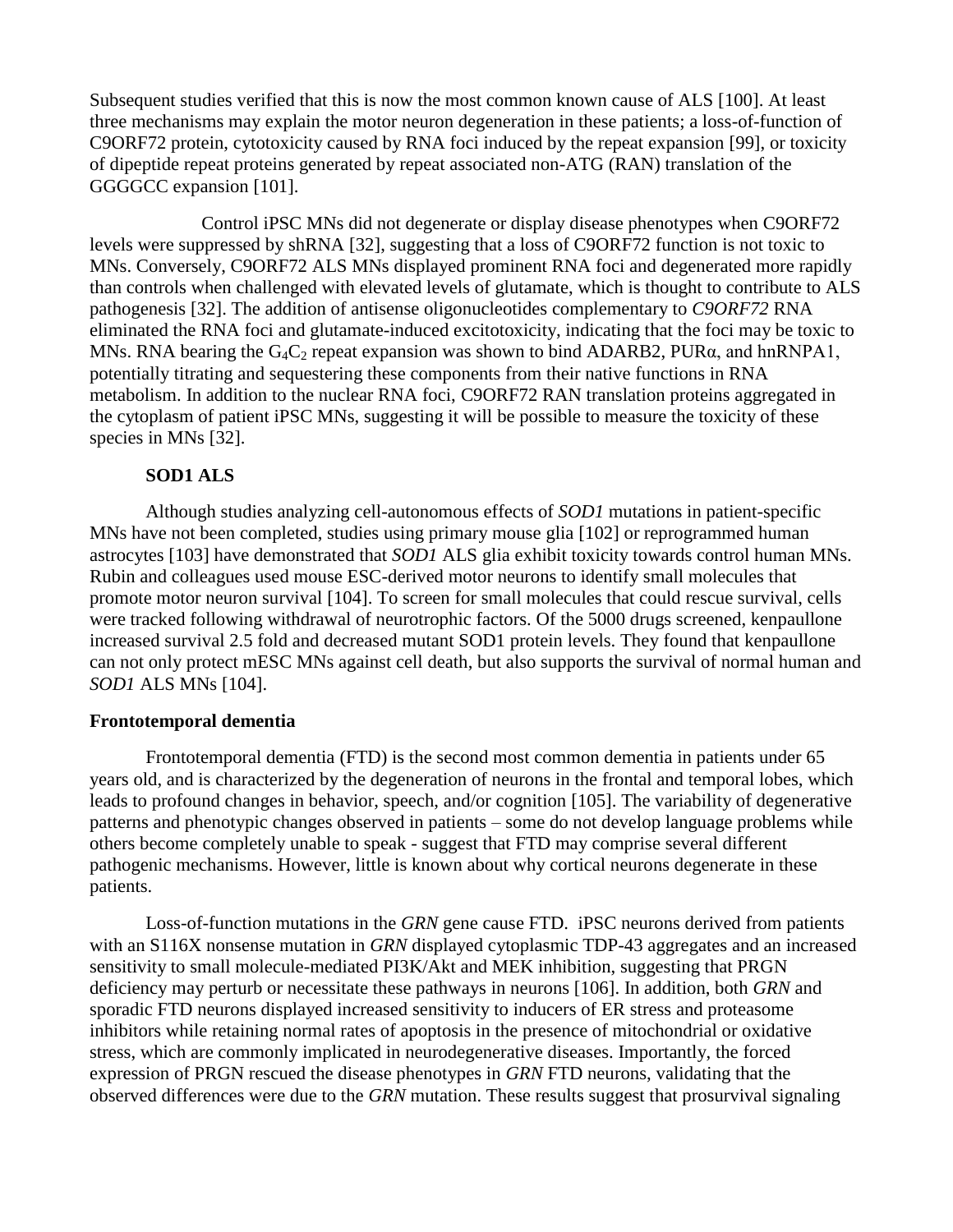Subsequent studies verified that this is now the most common known cause of ALS [100]. At least three mechanisms may explain the motor neuron degeneration in these patients; a loss-of-function of C9ORF72 protein, cytotoxicity caused by RNA foci induced by the repeat expansion [99], or toxicity of dipeptide repeat proteins generated by repeat associated non-ATG (RAN) translation of the GGGGCC expansion [101].

Control iPSC MNs did not degenerate or display disease phenotypes when C9ORF72 levels were suppressed by shRNA [32], suggesting that a loss of C9ORF72 function is not toxic to MNs. Conversely, C9ORF72 ALS MNs displayed prominent RNA foci and degenerated more rapidly than controls when challenged with elevated levels of glutamate, which is thought to contribute to ALS pathogenesis [32]. The addition of antisense oligonucleotides complementary to *C9ORF72* RNA eliminated the RNA foci and glutamate-induced excitotoxicity, indicating that the foci may be toxic to MNs. RNA bearing the $G_4C_2$ repeat expansion was shown to bind ADARB2, PURα, and hnRNPA1, potentially titrating and sequestering these components from their native functions in RNA metabolism. In addition to the nuclear RNA foci, C9ORF72 RAN translation proteins aggregated in the cytoplasm of patient iPSC MNs, suggesting it will be possible to measure the toxicity of these species in MNs [32].

### SOD1 ALS

Although studies analyzing cell-autonomous effects of *SOD1* mutations in patient-specific MNs have not been completed, studies using primary mouse glia [102] or reprogrammed human astrocytes [103] have demonstrated that *SOD1* ALS glia exhibit toxicity towards control human MNs. Rubin and colleagues used mouse ESC-derived motor neurons to identify small molecules that promote motor neuron survival [104]. To screen for small molecules that could rescue survival, cells were tracked following withdrawal of neurotrophic factors. Of the 5000 drugs screened, kenpaullone increased survival 2.5 fold and decreased mutant SOD1 protein levels. They found that kenpaullone can not only protect mESC MNs against cell death, but also supports the survival of normal human and *SOD1* ALS MNs [104].

## Frontotemporal dementia

Frontotemporal dementia (FTD) is the second most common dementia in patients under 65 years old, and is characterized by the degeneration of neurons in the frontal and temporal lobes, which leads to profound changes in behavior, speech, and/or cognition [105]. The variability of degenerative patterns and phenotypic changes observed in patients – some do not develop language problems while others become completely unable to speak - suggest that FTD may comprise several different pathogenic mechanisms. However, little is known about why cortical neurons degenerate in these patients.

Loss-of-function mutations in the *GRN* gene cause FTD. iPSC neurons derived from patients with an S116X nonsense mutation in *GRN* displayed cytoplasmic TDP-43 aggregates and an increased sensitivity to small molecule-mediated PI3K/Akt and MEK inhibition, suggesting that PRGN deficiency may perturb or necessitate these pathways in neurons [106]. In addition, both *GRN* and sporadic FTD neurons displayed increased sensitivity to inducers of ER stress and proteasome inhibitors while retaining normal rates of apoptosis in the presence of mitochondrial or oxidative stress, which are commonly implicated in neurodegenerative diseases. Importantly, the forced expression of PRGN rescued the disease phenotypes in *GRN* FTD neurons, validating that the observed differences were due to the *GRN* mutation. These results suggest that prosurvival signaling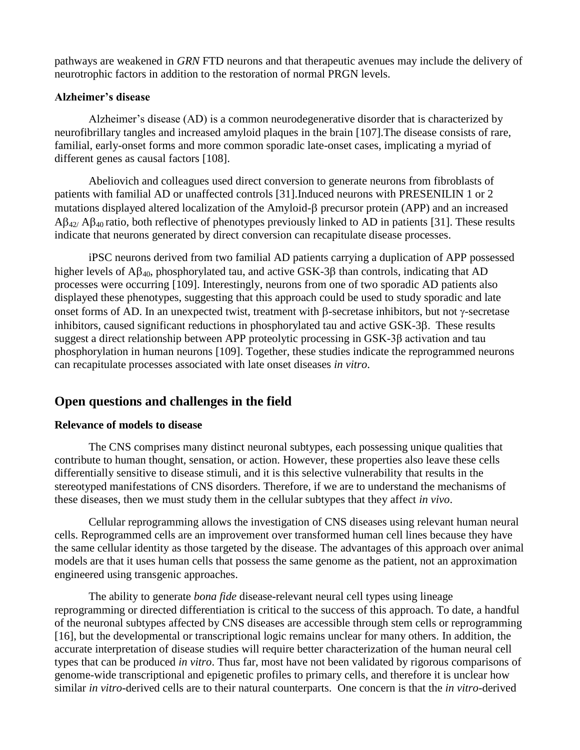pathways are weakened in *GRN* FTD neurons and that therapeutic avenues may include the delivery of neurotrophic factors in addition to the restoration of normal PRGN levels.

### Alzheimer's disease

Alzheimer's disease (AD) is a common neurodegenerative disorder that is characterized by neurofibrillary tangles and increased amyloid plaques in the brain [107].The disease consists of rare, familial, early-onset forms and more common sporadic late-onset cases, implicating a myriad of different genes as causal factors [108].

Abeliovich and colleagues used direct conversion to generate neurons from fibroblasts of patients with familial AD or unaffected controls [31].Induced neurons with PRESENILIN 1 or 2 mutations displayed altered localization of the Amyloid-β precursor protein (APP) and an increased $A\beta_{42/}$ $A\beta_{40}$ ratio, both reflective of phenotypes previously linked to AD in patients [31]. These results indicate that neurons generated by direct conversion can recapitulate disease processes.

iPSC neurons derived from two familial AD patients carrying a duplication of APP possessed higher levels of $A\beta_{40}$, phosphorylated tau, and active GSK-3β than controls, indicating that AD processes were occurring [109]. Interestingly, neurons from one of two sporadic AD patients also displayed these phenotypes, suggesting that this approach could be used to study sporadic and late onset forms of AD. In an unexpected twist, treatment with β-secretase inhibitors, but not γ-secretase inhibitors, caused significant reductions in phosphorylated tau and active GSK-3β. These results suggest a direct relationship between APP proteolytic processing in GSK-3β activation and tau phosphorylation in human neurons [109]. Together, these studies indicate the reprogrammed neurons can recapitulate processes associated with late onset diseases *in vitro*.

## Open questions and challenges in the field

### Relevance of models to disease

The CNS comprises many distinct neuronal subtypes, each possessing unique qualities that contribute to human thought, sensation, or action. However, these properties also leave these cells differentially sensitive to disease stimuli, and it is this selective vulnerability that results in the stereotyped manifestations of CNS disorders. Therefore, if we are to understand the mechanisms of these diseases, then we must study them in the cellular subtypes that they affect *in vivo*.

Cellular reprogramming allows the investigation of CNS diseases using relevant human neural cells. Reprogrammed cells are an improvement over transformed human cell lines because they have the same cellular identity as those targeted by the disease. The advantages of this approach over animal models are that it uses human cells that possess the same genome as the patient, not an approximation engineered using transgenic approaches.

The ability to generate *bona fide* disease-relevant neural cell types using lineage reprogramming or directed differentiation is critical to the success of this approach. To date, a handful of the neuronal subtypes affected by CNS diseases are accessible through stem cells or reprogramming [16], but the developmental or transcriptional logic remains unclear for many others. In addition, the accurate interpretation of disease studies will require better characterization of the human neural cell types that can be produced *in vitro*. Thus far, most have not been validated by rigorous comparisons of genome-wide transcriptional and epigenetic profiles to primary cells, and therefore it is unclear how similar *in vitro*-derived cells are to their natural counterparts. One concern is that the *in vitro*-derived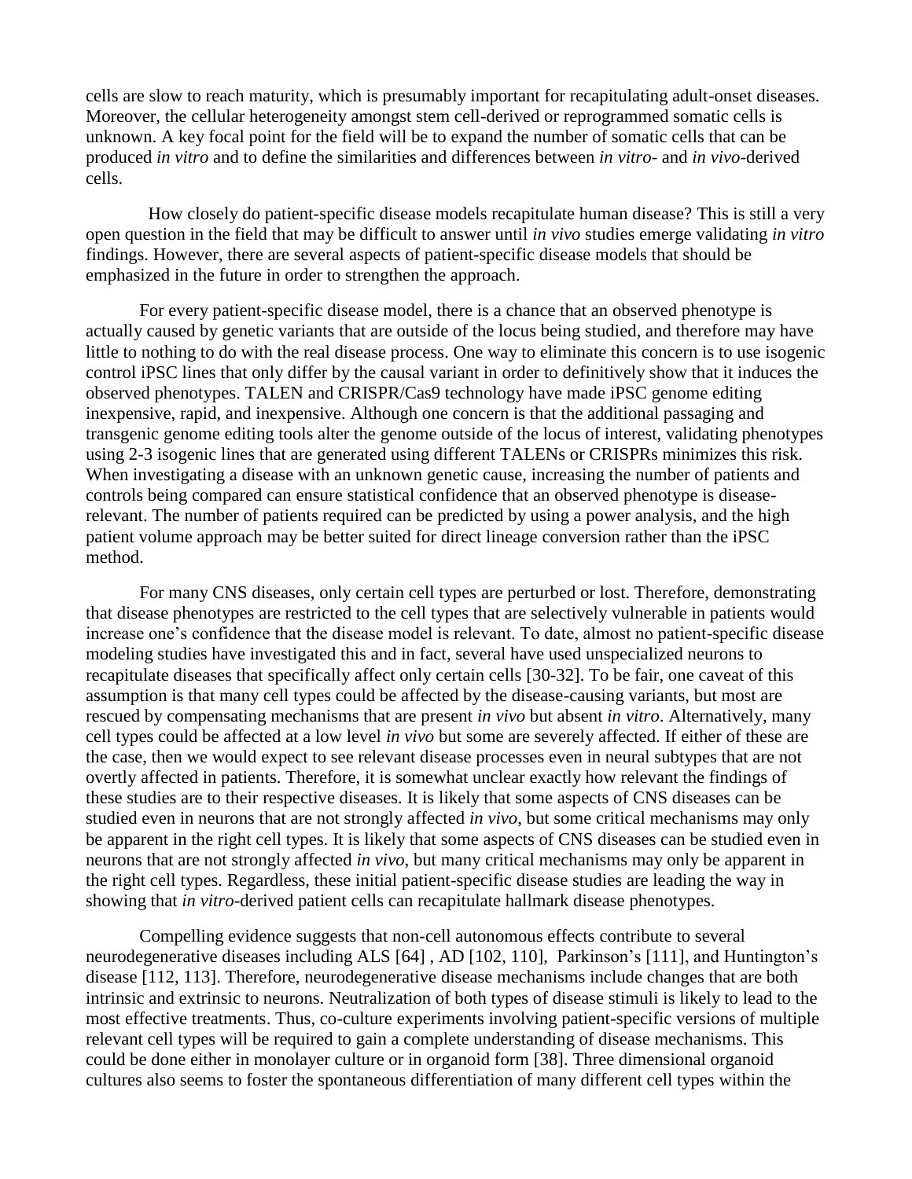cells are slow to reach maturity, which is presumably important for recapitulating adult-onset diseases. Moreover, the cellular heterogeneity amongst stem cell-derived or reprogrammed somatic cells is unknown. A key focal point for the field will be to expand the number of somatic cells that can be produced *in vitro* and to define the similarities and differences between *in vitro*- and *in vivo*-derived cells.

How closely do patient-specific disease models recapitulate human disease? This is still a very open question in the field that may be difficult to answer until *in vivo* studies emerge validating *in vitro* findings. However, there are several aspects of patient-specific disease models that should be emphasized in the future in order to strengthen the approach.

For every patient-specific disease model, there is a chance that an observed phenotype is actually caused by genetic variants that are outside of the locus being studied, and therefore may have little to nothing to do with the real disease process. One way to eliminate this concern is to use isogenic control iPSC lines that only differ by the causal variant in order to definitively show that it induces the observed phenotypes. TALEN and CRISPR/Cas9 technology have made iPSC genome editing inexpensive, rapid, and inexpensive. Although one concern is that the additional passaging and transgenic genome editing tools alter the genome outside of the locus of interest, validating phenotypes using 2-3 isogenic lines that are generated using different TALENs or CRISPRs minimizes this risk. When investigating a disease with an unknown genetic cause, increasing the number of patients and controls being compared can ensure statistical confidence that an observed phenotype is disease-relevant. The number of patients required can be predicted by using a power analysis, and the high patient volume approach may be better suited for direct lineage conversion rather than the iPSC method.

For many CNS diseases, only certain cell types are perturbed or lost. Therefore, demonstrating that disease phenotypes are restricted to the cell types that are selectively vulnerable in patients would increase one's confidence that the disease model is relevant. To date, almost no patient-specific disease modeling studies have investigated this and in fact, several have used unspecialized neurons to recapitulate diseases that specifically affect only certain cells [30-32]. To be fair, one caveat of this assumption is that many cell types could be affected by the disease-causing variants, but most are rescued by compensating mechanisms that are present *in vivo* but absent *in vitro*. Alternatively, many cell types could be affected at a low level *in vivo* but some are severely affected. If either of these are the case, then we would expect to see relevant disease processes even in neural subtypes that are not overtly affected in patients. Therefore, it is somewhat unclear exactly how relevant the findings of these studies are to their respective diseases. It is likely that some aspects of CNS diseases can be studied even in neurons that are not strongly affected *in vivo*, but some critical mechanisms may only be apparent in the right cell types. It is likely that some aspects of CNS diseases can be studied even in neurons that are not strongly affected *in vivo*, but many critical mechanisms may only be apparent in the right cell types. Regardless, these initial patient-specific disease studies are leading the way in showing that *in vitro*-derived patient cells can recapitulate hallmark disease phenotypes.

Compelling evidence suggests that non-cell autonomous effects contribute to several neurodegenerative diseases including ALS [64] , AD [102, 110], Parkinson's [111], and Huntington's disease [112, 113]. Therefore, neurodegenerative disease mechanisms include changes that are both intrinsic and extrinsic to neurons. Neutralization of both types of disease stimuli is likely to lead to the most effective treatments. Thus, co-culture experiments involving patient-specific versions of multiple relevant cell types will be required to gain a complete understanding of disease mechanisms. This could be done either in monolayer culture or in organoid form [38]. Three dimensional organoid cultures also seems to foster the spontaneous differentiation of many different cell types within the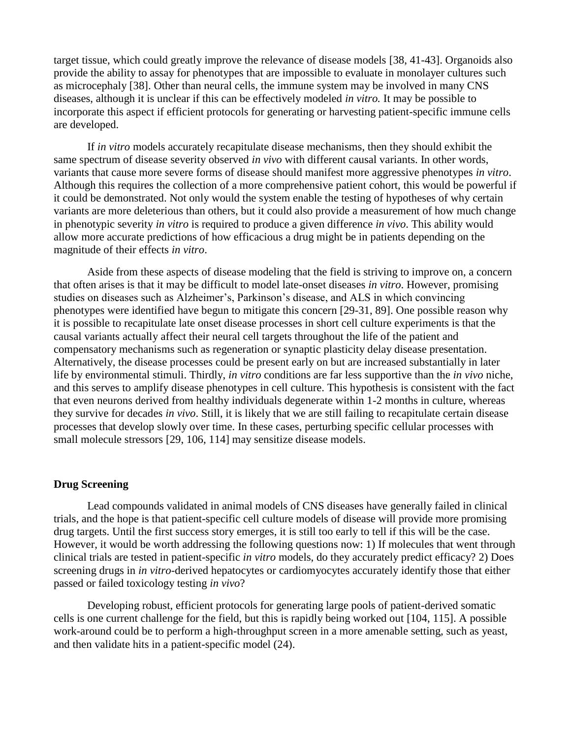target tissue, which could greatly improve the relevance of disease models [38, 41-43]. Organoids also provide the ability to assay for phenotypes that are impossible to evaluate in monolayer cultures such as microcephaly [38]. Other than neural cells, the immune system may be involved in many CNS diseases, although it is unclear if this can be effectively modeled *in vitro.* It may be possible to incorporate this aspect if efficient protocols for generating or harvesting patient-specific immune cells are developed.

If *in vitro* models accurately recapitulate disease mechanisms, then they should exhibit the same spectrum of disease severity observed *in vivo* with different causal variants. In other words, variants that cause more severe forms of disease should manifest more aggressive phenotypes *in vitro*. Although this requires the collection of a more comprehensive patient cohort, this would be powerful if it could be demonstrated. Not only would the system enable the testing of hypotheses of why certain variants are more deleterious than others, but it could also provide a measurement of how much change in phenotypic severity *in vitro* is required to produce a given difference *in vivo*. This ability would allow more accurate predictions of how efficacious a drug might be in patients depending on the magnitude of their effects *in vitro*.

Aside from these aspects of disease modeling that the field is striving to improve on, a concern that often arises is that it may be difficult to model late-onset diseases *in vitro*. However, promising studies on diseases such as Alzheimer's, Parkinson's disease, and ALS in which convincing phenotypes were identified have begun to mitigate this concern [29-31, 89]. One possible reason why it is possible to recapitulate late onset disease processes in short cell culture experiments is that the causal variants actually affect their neural cell targets throughout the life of the patient and compensatory mechanisms such as regeneration or synaptic plasticity delay disease presentation. Alternatively, the disease processes could be present early on but are increased substantially in later life by environmental stimuli. Thirdly, *in vitro* conditions are far less supportive than the *in vivo* niche, and this serves to amplify disease phenotypes in cell culture. This hypothesis is consistent with the fact that even neurons derived from healthy individuals degenerate within 1-2 months in culture, whereas they survive for decades *in vivo*. Still, it is likely that we are still failing to recapitulate certain disease processes that develop slowly over time. In these cases, perturbing specific cellular processes with small molecule stressors [29, 106, 114] may sensitize disease models.

**Drug Screening**

Lead compounds validated in animal models of CNS diseases have generally failed in clinical trials, and the hope is that patient-specific cell culture models of disease will provide more promising drug targets. Until the first success story emerges, it is still too early to tell if this will be the case. However, it would be worth addressing the following questions now: 1) If molecules that went through clinical trials are tested in patient-specific *in vitro* models, do they accurately predict efficacy? 2) Does screening drugs in *in vitro*-derived hepatocytes or cardiomyocytes accurately identify those that either passed or failed toxicology testing *in vivo*?

Developing robust, efficient protocols for generating large pools of patient-derived somatic cells is one current challenge for the field, but this is rapidly being worked out [104, 115]. A possible work-around could be to perform a high-throughput screen in a more amenable setting, such as yeast, and then validate hits in a patient-specific model (24).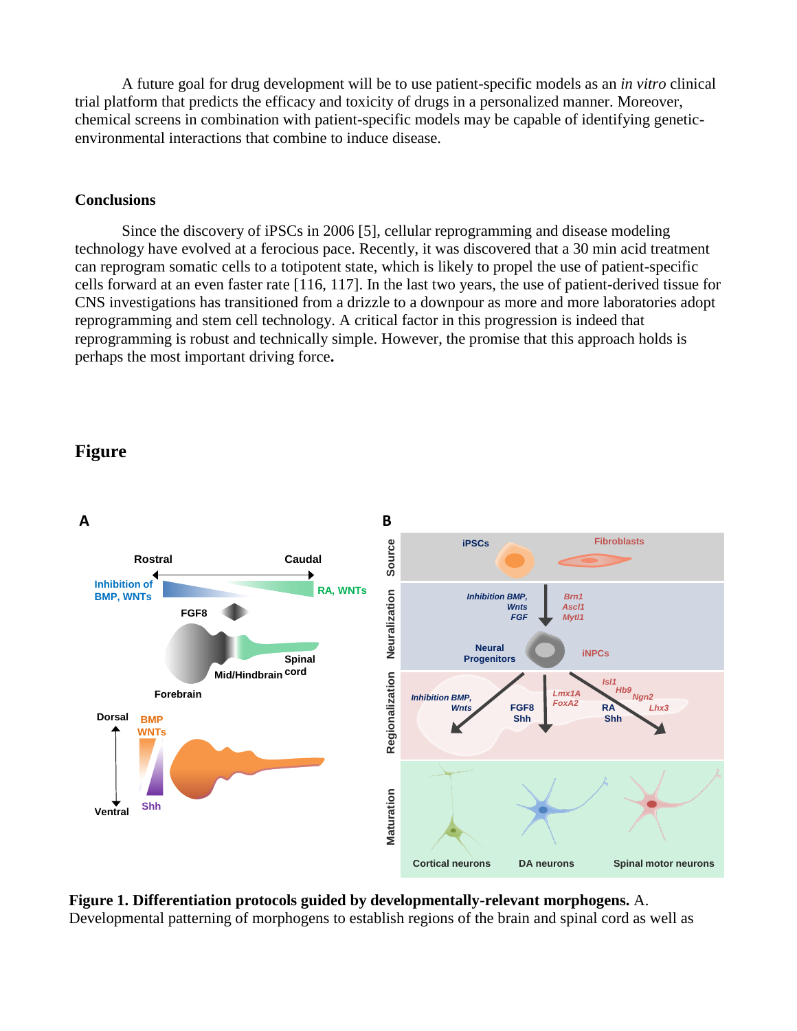A future goal for drug development will be to use patient-specific models as an *in vitro* clinical trial platform that predicts the efficacy and toxicity of drugs in a personalized manner. Moreover, chemical screens in combination with patient-specific models may be capable of identifying genetic-environmental interactions that combine to induce disease.

## Conclusions

Since the discovery of iPSCs in 2006 [5], cellular reprogramming and disease modeling technology have evolved at a ferocious pace. Recently, it was discovered that a 30 min acid treatment can reprogram somatic cells to a totipotent state, which is likely to propel the use of patient-specific cells forward at an even faster rate [116, 117]. In the last two years, the use of patient-derived tissue for CNS investigations has transitioned from a drizzle to a downpour as more and more laboratories adopt reprogramming and stem cell technology. A critical factor in this progression is indeed that reprogramming is robust and technically simple. However, the promise that this approach holds is perhaps the most important driving force**.**

## Figure

**Figure 1. Differentiation protocols guided by developmentally-relevant morphogens.** A. Developmental patterning of morphogens to establish regions of the brain and spinal cord as well as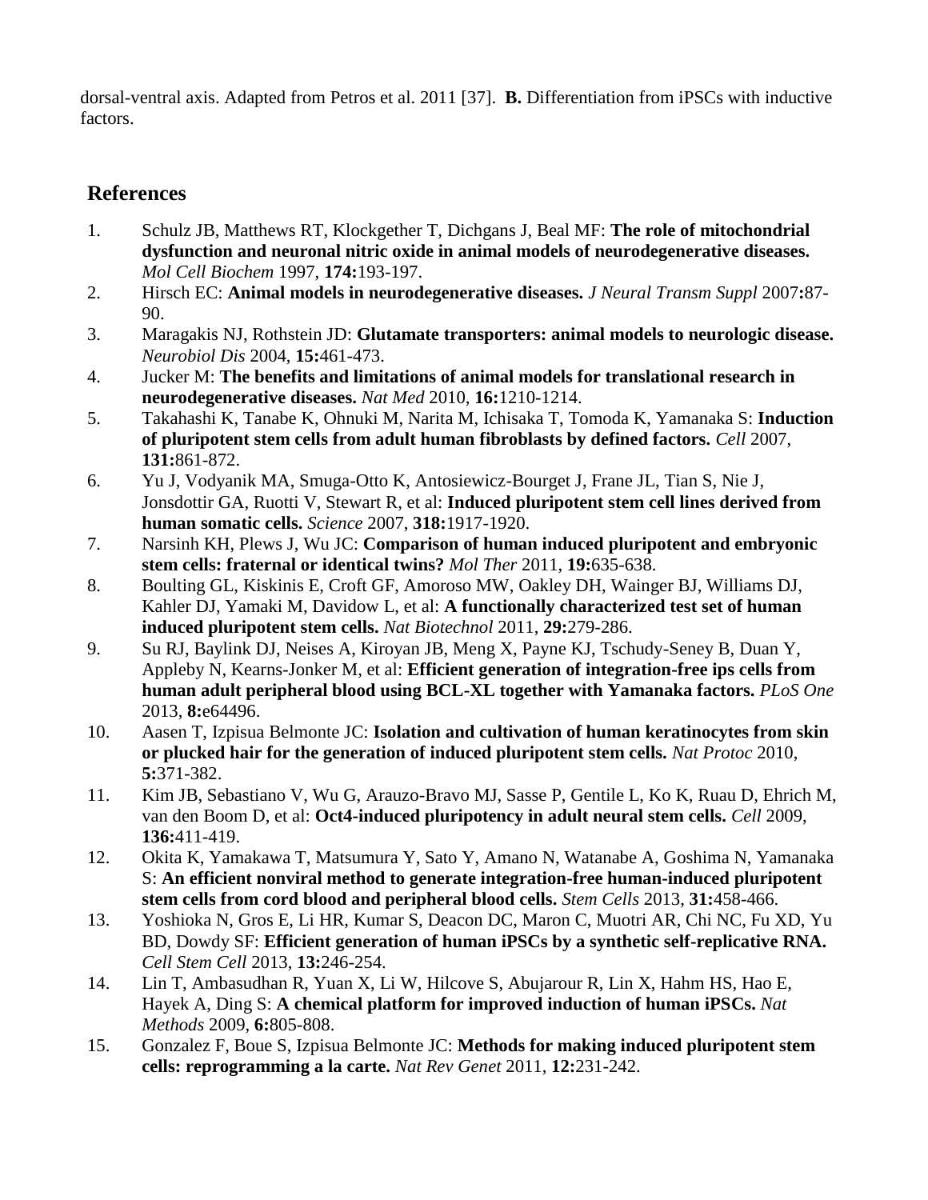dorsal-ventral axis. Adapted from Petros et al. 2011 [37]. **B.** Differentiation from iPSCs with inductive factors.

## References

1. Schulz JB, Matthews RT, Klockgether T, Dichgans J, Beal MF: **The role of mitochondrial dysfunction and neuronal nitric oxide in animal models of neurodegenerative diseases.** *Mol Cell Biochem* 1997, **174:**193-197.
2. Hirsch EC: **Animal models in neurodegenerative diseases.** *J Neural Transm Suppl* 2007**:**87-90.
3. Maragakis NJ, Rothstein JD: **Glutamate transporters: animal models to neurologic disease.** *Neurobiol Dis* 2004, **15:**461-473.
4. Jucker M: **The benefits and limitations of animal models for translational research in neurodegenerative diseases.** *Nat Med* 2010, **16:**1210-1214.
5. Takahashi K, Tanabe K, Ohnuki M, Narita M, Ichisaka T, Tomoda K, Yamanaka S: **Induction of pluripotent stem cells from adult human fibroblasts by defined factors.** *Cell* 2007, **131:**861-872.
6. Yu J, Vodyanik MA, Smuga-Otto K, Antosiewicz-Bourget J, Frane JL, Tian S, Nie J, Jonsdottir GA, Ruotti V, Stewart R, et al: **Induced pluripotent stem cell lines derived from human somatic cells.** *Science* 2007, **318:**1917-1920.
7. Narsinh KH, Plews J, Wu JC: **Comparison of human induced pluripotent and embryonic stem cells: fraternal or identical twins?** *Mol Ther* 2011, **19:**635-638.
8. Boulting GL, Kiskinis E, Croft GF, Amoroso MW, Oakley DH, Wainger BJ, Williams DJ, Kahler DJ, Yamaki M, Davidow L, et al: **A functionally characterized test set of human induced pluripotent stem cells.** *Nat Biotechnol* 2011, **29:**279-286.
9. Su RJ, Baylink DJ, Neises A, Kiroyan JB, Meng X, Payne KJ, Tschudy-Seney B, Duan Y, Appleby N, Kearns-Jonker M, et al: **Efficient generation of integration-free ips cells from human adult peripheral blood using BCL-XL together with Yamanaka factors.** *PLoS One* 2013, **8:**e64496.
10. Aasen T, Izpisua Belmonte JC: **Isolation and cultivation of human keratinocytes from skin or plucked hair for the generation of induced pluripotent stem cells.** *Nat Protoc* 2010, **5:**371-382.
11. Kim JB, Sebastiano V, Wu G, Arauzo-Bravo MJ, Sasse P, Gentile L, Ko K, Ruau D, Ehrich M, van den Boom D, et al: **Oct4-induced pluripotency in adult neural stem cells.** *Cell* 2009, **136:**411-419.
12. Okita K, Yamakawa T, Matsumura Y, Sato Y, Amano N, Watanabe A, Goshima N, Yamanaka S: **An efficient nonviral method to generate integration-free human-induced pluripotent stem cells from cord blood and peripheral blood cells.** *Stem Cells* 2013, **31:**458-466.
13. Yoshioka N, Gros E, Li HR, Kumar S, Deacon DC, Maron C, Muotri AR, Chi NC, Fu XD, Yu BD, Dowdy SF: **Efficient generation of human iPSCs by a synthetic self-replicative RNA.** *Cell Stem Cell* 2013, **13:**246-254.
14. Lin T, Ambasudhan R, Yuan X, Li W, Hilcove S, Abujarour R, Lin X, Hahm HS, Hao E, Hayek A, Ding S: **A chemical platform for improved induction of human iPSCs.** *Nat Methods* 2009, **6:**805-808.
15. Gonzalez F, Boue S, Izpisua Belmonte JC: **Methods for making induced pluripotent stem cells: reprogramming a la carte.** *Nat Rev Genet* 2011, **12:**231-242.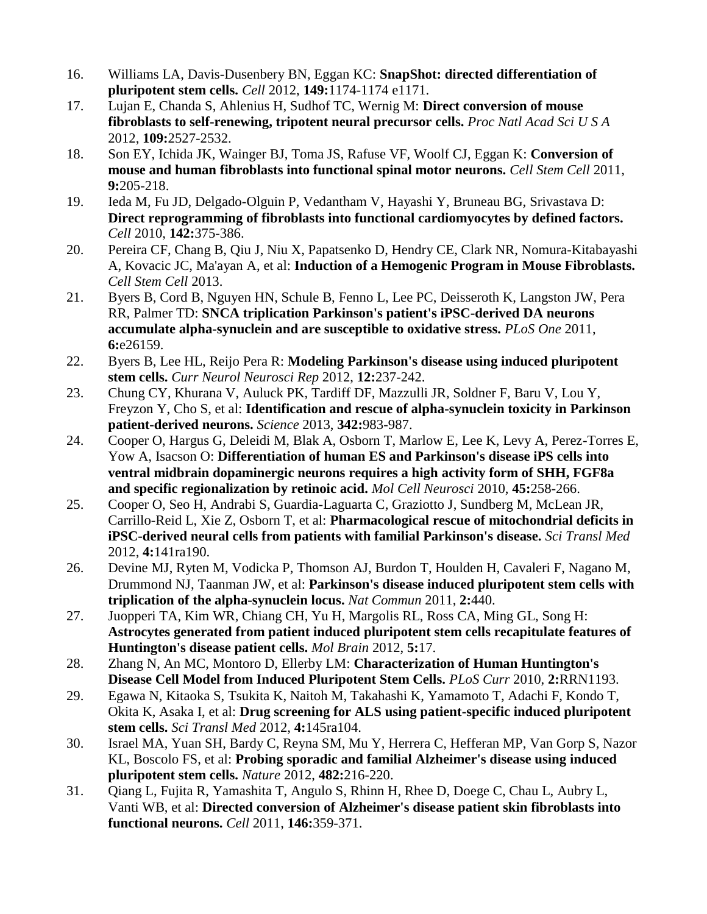16. Williams LA, Davis-Dusenbery BN, Eggan KC: **SnapShot: directed differentiation of pluripotent stem cells.** *Cell* 2012, **149:**1174-1174 e1171.
17. Lujan E, Chanda S, Ahlenius H, Sudhof TC, Wernig M: **Direct conversion of mouse fibroblasts to self-renewing, tripotent neural precursor cells.** *Proc Natl Acad Sci U S A* 2012, **109:**2527-2532.
18. Son EY, Ichida JK, Wainger BJ, Toma JS, Rafuse VF, Woolf CJ, Eggan K: **Conversion of mouse and human fibroblasts into functional spinal motor neurons.** *Cell Stem Cell* 2011, **9:**205-218.
19. Ieda M, Fu JD, Delgado-Olguin P, Vedantham V, Hayashi Y, Bruneau BG, Srivastava D: **Direct reprogramming of fibroblasts into functional cardiomyocytes by defined factors.** *Cell* 2010, **142:**375-386.
20. Pereira CF, Chang B, Qiu J, Niu X, Papatsenko D, Hendry CE, Clark NR, Nomura-Kitabayashi A, Kovacic JC, Ma'ayan A, et al: **Induction of a Hemogenic Program in Mouse Fibroblasts.** *Cell Stem Cell* 2013.
21. Byers B, Cord B, Nguyen HN, Schule B, Fenno L, Lee PC, Deisseroth K, Langston JW, Pera RR, Palmer TD: **SNCA triplication Parkinson's patient's iPSC-derived DA neurons accumulate alpha-synuclein and are susceptible to oxidative stress.** *PLoS One* 2011, **6:**e26159.
22. Byers B, Lee HL, Reijo Pera R: **Modeling Parkinson's disease using induced pluripotent stem cells.** *Curr Neurol Neurosci Rep* 2012, **12:**237-242.
23. Chung CY, Khurana V, Auluck PK, Tardiff DF, Mazzulli JR, Soldner F, Baru V, Lou Y, Freyzon Y, Cho S, et al: **Identification and rescue of alpha-synuclein toxicity in Parkinson patient-derived neurons.** *Science* 2013, **342:**983-987.
24. Cooper O, Hargus G, Deleidi M, Blak A, Osborn T, Marlow E, Lee K, Levy A, Perez-Torres E, Yow A, Isacson O: **Differentiation of human ES and Parkinson's disease iPS cells into ventral midbrain dopaminergic neurons requires a high activity form of SHH, FGF8a and specific regionalization by retinoic acid.** *Mol Cell Neurosci* 2010, **45:**258-266.
25. Cooper O, Seo H, Andrabi S, Guardia-Laguarta C, Graziotto J, Sundberg M, McLean JR, Carrillo-Reid L, Xie Z, Osborn T, et al: **Pharmacological rescue of mitochondrial deficits in iPSC-derived neural cells from patients with familial Parkinson's disease.** *Sci Transl Med* 2012, **4:**141ra190.
26. Devine MJ, Ryten M, Vodicka P, Thomson AJ, Burdon T, Houlden H, Cavaleri F, Nagano M, Drummond NJ, Taanman JW, et al: **Parkinson's disease induced pluripotent stem cells with triplication of the alpha-synuclein locus.** *Nat Commun* 2011, **2:**440.
27. Juopperi TA, Kim WR, Chiang CH, Yu H, Margolis RL, Ross CA, Ming GL, Song H: **Astrocytes generated from patient induced pluripotent stem cells recapitulate features of Huntington's disease patient cells.** *Mol Brain* 2012, **5:**17.
28. Zhang N, An MC, Montoro D, Ellerby LM: **Characterization of Human Huntington's Disease Cell Model from Induced Pluripotent Stem Cells.** *PLoS Curr* 2010, **2:**RRN1193.
29. Egawa N, Kitaoka S, Tsukita K, Naitoh M, Takahashi K, Yamamoto T, Adachi F, Kondo T, Okita K, Asaka I, et al: **Drug screening for ALS using patient-specific induced pluripotent stem cells.** *Sci Transl Med* 2012, **4:**145ra104.
30. Israel MA, Yuan SH, Bardy C, Reyna SM, Mu Y, Herrera C, Hefferan MP, Van Gorp S, Nazor KL, Boscolo FS, et al: **Probing sporadic and familial Alzheimer's disease using induced pluripotent stem cells.** *Nature* 2012, **482:**216-220.
31. Qiang L, Fujita R, Yamashita T, Angulo S, Rhinn H, Rhee D, Doege C, Chau L, Aubry L, Vanti WB, et al: **Directed conversion of Alzheimer's disease patient skin fibroblasts into functional neurons.** *Cell* 2011, **146:**359-371.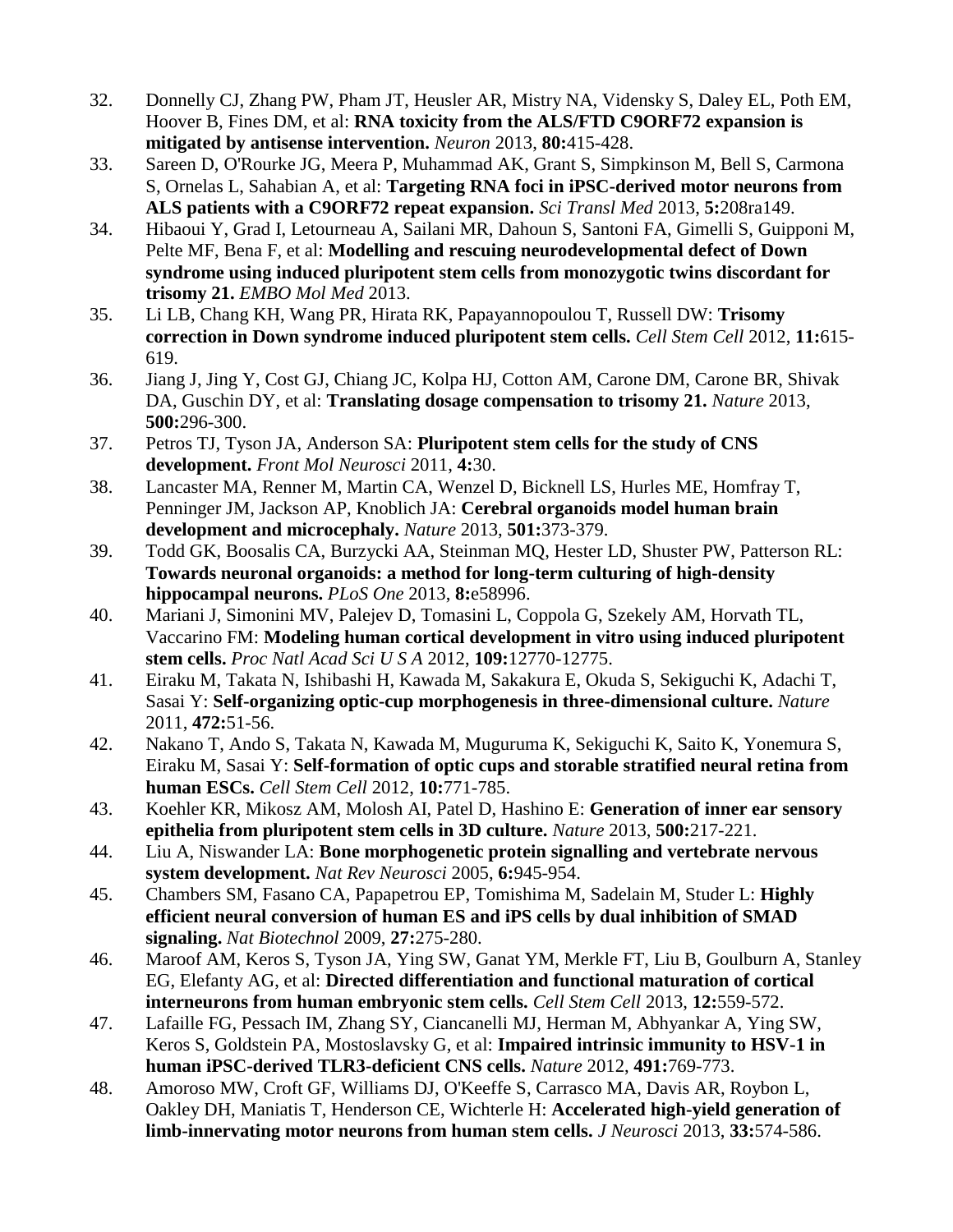32. Donnelly CJ, Zhang PW, Pham JT, Heusler AR, Mistry NA, Vidensky S, Daley EL, Poth EM, Hoover B, Fines DM, et al: **RNA toxicity from the ALS/FTD C9ORF72 expansion is mitigated by antisense intervention.** *Neuron* 2013, **80:**415-428.
33. Sareen D, O'Rourke JG, Meera P, Muhammad AK, Grant S, Simpkinson M, Bell S, Carmona S, Ornelas L, Sahabian A, et al: **Targeting RNA foci in iPSC-derived motor neurons from ALS patients with a C9ORF72 repeat expansion.** *Sci Transl Med* 2013, **5:**208ra149.
34. Hibaoui Y, Grad I, Letourneau A, Sailani MR, Dahoun S, Santoni FA, Gimelli S, Guipponi M, Pelte MF, Bena F, et al: **Modelling and rescuing neurodevelopmental defect of Down syndrome using induced pluripotent stem cells from monozygotic twins discordant for trisomy 21.** *EMBO Mol Med* 2013.
35. Li LB, Chang KH, Wang PR, Hirata RK, Papayannopoulou T, Russell DW: **Trisomy correction in Down syndrome induced pluripotent stem cells.** *Cell Stem Cell* 2012, **11:**615-619.
36. Jiang J, Jing Y, Cost GJ, Chiang JC, Kolpa HJ, Cotton AM, Carone DM, Carone BR, Shivak DA, Guschin DY, et al: **Translating dosage compensation to trisomy 21.** *Nature* 2013, **500:**296-300.
37. Petros TJ, Tyson JA, Anderson SA: **Pluripotent stem cells for the study of CNS development.** *Front Mol Neurosci* 2011, **4:**30.
38. Lancaster MA, Renner M, Martin CA, Wenzel D, Bicknell LS, Hurles ME, Homfray T, Penninger JM, Jackson AP, Knoblich JA: **Cerebral organoids model human brain development and microcephaly.** *Nature* 2013, **501:**373-379.
39. Todd GK, Boosalis CA, Burzycki AA, Steinman MQ, Hester LD, Shuster PW, Patterson RL: **Towards neuronal organoids: a method for long-term culturing of high-density hippocampal neurons.** *PLoS One* 2013, **8:**e58996.
40. Mariani J, Simonini MV, Palejev D, Tomasini L, Coppola G, Szekely AM, Horvath TL, Vaccarino FM: **Modeling human cortical development in vitro using induced pluripotent stem cells.** *Proc Natl Acad Sci U S A* 2012, **109:**12770-12775.
41. Eiraku M, Takata N, Ishibashi H, Kawada M, Sakakura E, Okuda S, Sekiguchi K, Adachi T, Sasai Y: **Self-organizing optic-cup morphogenesis in three-dimensional culture.** *Nature* 2011, **472:**51-56.
42. Nakano T, Ando S, Takata N, Kawada M, Muguruma K, Sekiguchi K, Saito K, Yonemura S, Eiraku M, Sasai Y: **Self-formation of optic cups and storable stratified neural retina from human ESCs.** *Cell Stem Cell* 2012, **10:**771-785.
43. Koehler KR, Mikosz AM, Molosh AI, Patel D, Hashino E: **Generation of inner ear sensory epithelia from pluripotent stem cells in 3D culture.** *Nature* 2013, **500:**217-221.
44. Liu A, Niswander LA: **Bone morphogenetic protein signalling and vertebrate nervous system development.** *Nat Rev Neurosci* 2005, **6:**945-954.
45. Chambers SM, Fasano CA, Papapetrou EP, Tomishima M, Sadelain M, Studer L: **Highly efficient neural conversion of human ES and iPS cells by dual inhibition of SMAD signaling.** *Nat Biotechnol* 2009, **27:**275-280.
46. Maroof AM, Keros S, Tyson JA, Ying SW, Ganat YM, Merkle FT, Liu B, Goulburn A, Stanley EG, Elefanty AG, et al: **Directed differentiation and functional maturation of cortical interneurons from human embryonic stem cells.** *Cell Stem Cell* 2013, **12:**559-572.
47. Lafaille FG, Pessach IM, Zhang SY, Ciancanelli MJ, Herman M, Abhyankar A, Ying SW, Keros S, Goldstein PA, Mostoslavsky G, et al: **Impaired intrinsic immunity to HSV-1 in human iPSC-derived TLR3-deficient CNS cells.** *Nature* 2012, **491:**769-773.
48. Amoroso MW, Croft GF, Williams DJ, O'Keeffe S, Carrasco MA, Davis AR, Roybon L, Oakley DH, Maniatis T, Henderson CE, Wichterle H: **Accelerated high-yield generation of limb-innervating motor neurons from human stem cells.** *J Neurosci* 2013, **33:**574-586.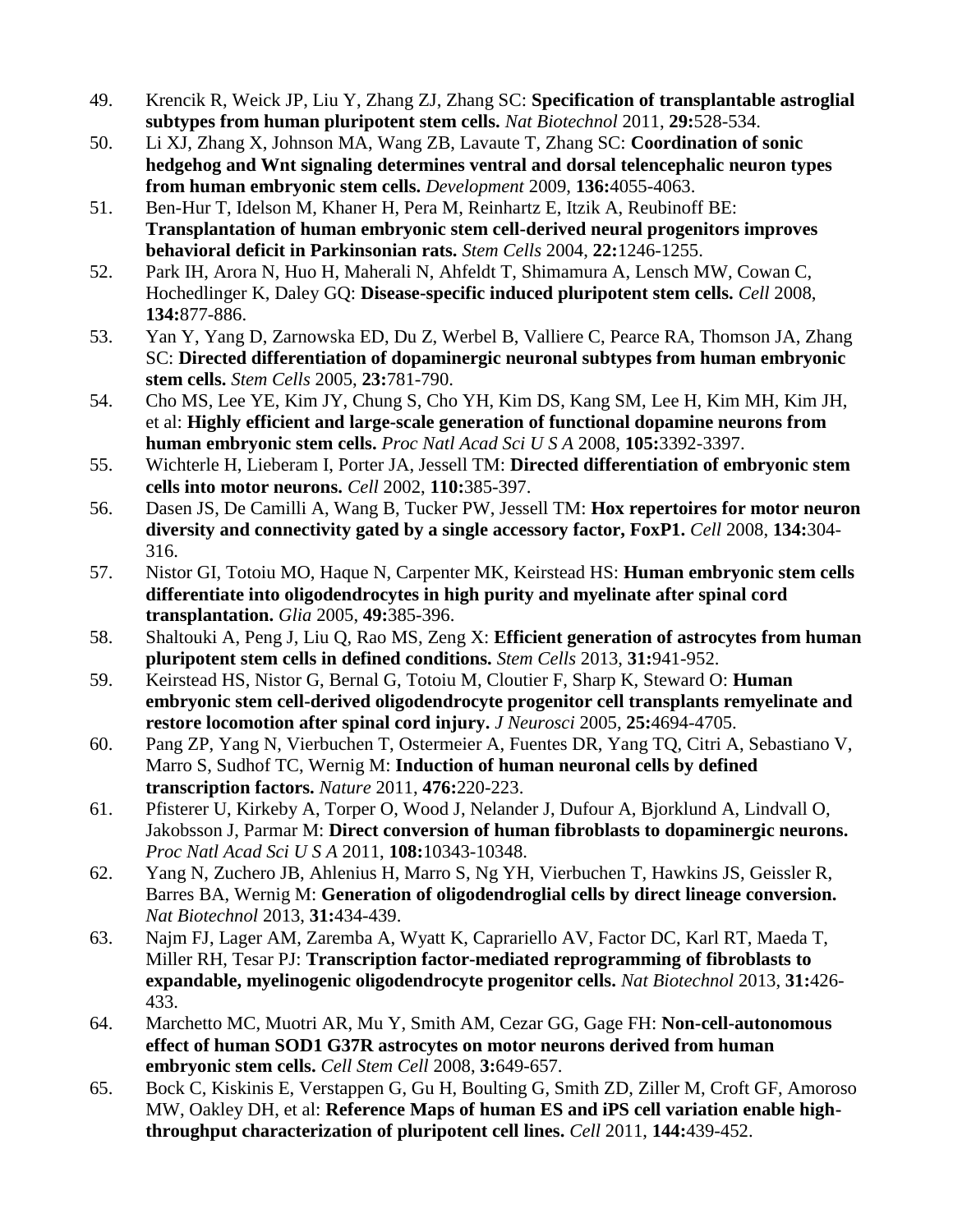49. Krencik R, Weick JP, Liu Y, Zhang ZJ, Zhang SC: **Specification of transplantable astroglial subtypes from human pluripotent stem cells.** *Nat Biotechnol* 2011, **29:**528-534.
50. Li XJ, Zhang X, Johnson MA, Wang ZB, Lavaute T, Zhang SC: **Coordination of sonic hedgehog and Wnt signaling determines ventral and dorsal telencephalic neuron types from human embryonic stem cells.** *Development* 2009, **136:**4055-4063.
51. Ben-Hur T, Idelson M, Khaner H, Pera M, Reinhartz E, Itzik A, Reubinoff BE: **Transplantation of human embryonic stem cell-derived neural progenitors improves behavioral deficit in Parkinsonian rats.** *Stem Cells* 2004, **22:**1246-1255.
52. Park IH, Arora N, Huo H, Maherali N, Ahfeldt T, Shimamura A, Lensch MW, Cowan C, Hochedlinger K, Daley GQ: **Disease-specific induced pluripotent stem cells.** *Cell* 2008, **134:**877-886.
53. Yan Y, Yang D, Zarnowska ED, Du Z, Werbel B, Valliere C, Pearce RA, Thomson JA, Zhang SC: **Directed differentiation of dopaminergic neuronal subtypes from human embryonic stem cells.** *Stem Cells* 2005, **23:**781-790.
54. Cho MS, Lee YE, Kim JY, Chung S, Cho YH, Kim DS, Kang SM, Lee H, Kim MH, Kim JH, et al: **Highly efficient and large-scale generation of functional dopamine neurons from human embryonic stem cells.** *Proc Natl Acad Sci U S A* 2008, **105:**3392-3397.
55. Wichterle H, Lieberam I, Porter JA, Jessell TM: **Directed differentiation of embryonic stem cells into motor neurons.** *Cell* 2002, **110:**385-397.
56. Dasen JS, De Camilli A, Wang B, Tucker PW, Jessell TM: **Hox repertoires for motor neuron diversity and connectivity gated by a single accessory factor, FoxP1.** *Cell* 2008, **134:**304-316.
57. Nistor GI, Totoiu MO, Haque N, Carpenter MK, Keirstead HS: **Human embryonic stem cells differentiate into oligodendrocytes in high purity and myelinate after spinal cord transplantation.** *Glia* 2005, **49:**385-396.
58. Shaltouki A, Peng J, Liu Q, Rao MS, Zeng X: **Efficient generation of astrocytes from human pluripotent stem cells in defined conditions.** *Stem Cells* 2013, **31:**941-952.
59. Keirstead HS, Nistor G, Bernal G, Totoiu M, Cloutier F, Sharp K, Steward O: **Human embryonic stem cell-derived oligodendrocyte progenitor cell transplants remyelinate and restore locomotion after spinal cord injury.** *J Neurosci* 2005, **25:**4694-4705.
60. Pang ZP, Yang N, Vierbuchen T, Ostermeier A, Fuentes DR, Yang TQ, Citri A, Sebastiano V, Marro S, Sudhof TC, Wernig M: **Induction of human neuronal cells by defined transcription factors.** *Nature* 2011, **476:**220-223.
61. Pfisterer U, Kirkeby A, Torper O, Wood J, Nelander J, Dufour A, Bjorklund A, Lindvall O, Jakobsson J, Parmar M: **Direct conversion of human fibroblasts to dopaminergic neurons.** *Proc Natl Acad Sci U S A* 2011, **108:**10343-10348.
62. Yang N, Zuchero JB, Ahlenius H, Marro S, Ng YH, Vierbuchen T, Hawkins JS, Geissler R, Barres BA, Wernig M: **Generation of oligodendroglial cells by direct lineage conversion.** *Nat Biotechnol* 2013, **31:**434-439.
63. Najm FJ, Lager AM, Zaremba A, Wyatt K, Caprariello AV, Factor DC, Karl RT, Maeda T, Miller RH, Tesar PJ: **Transcription factor-mediated reprogramming of fibroblasts to expandable, myelinogenic oligodendrocyte progenitor cells.** *Nat Biotechnol* 2013, **31:**426-433.
64. Marchetto MC, Muotri AR, Mu Y, Smith AM, Cezar GG, Gage FH: **Non-cell-autonomous effect of human SOD1 G37R astrocytes on motor neurons derived from human embryonic stem cells.** *Cell Stem Cell* 2008, **3:**649-657.
65. Bock C, Kiskinis E, Verstappen G, Gu H, Boulting G, Smith ZD, Ziller M, Croft GF, Amoroso MW, Oakley DH, et al: **Reference Maps of human ES and iPS cell variation enable high-throughput characterization of pluripotent cell lines.** *Cell* 2011, **144:**439-452.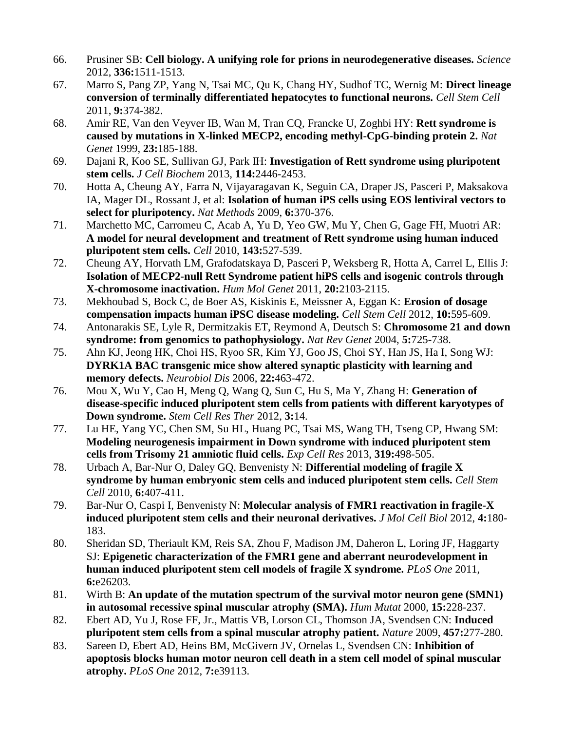66. Prusiner SB: **Cell biology. A unifying role for prions in neurodegenerative diseases.** *Science* 2012, **336:**1511-1513.
67. Marro S, Pang ZP, Yang N, Tsai MC, Qu K, Chang HY, Sudhof TC, Wernig M: **Direct lineage conversion of terminally differentiated hepatocytes to functional neurons.** *Cell Stem Cell* 2011, **9:**374-382.
68. Amir RE, Van den Veyver IB, Wan M, Tran CQ, Francke U, Zoghbi HY: **Rett syndrome is caused by mutations in X-linked MECP2, encoding methyl-CpG-binding protein 2.** *Nat Genet* 1999, **23:**185-188.
69. Dajani R, Koo SE, Sullivan GJ, Park IH: **Investigation of Rett syndrome using pluripotent stem cells.** *J Cell Biochem* 2013, **114:**2446-2453.
70. Hotta A, Cheung AY, Farra N, Vijayaragavan K, Seguin CA, Draper JS, Pasceri P, Maksakova IA, Mager DL, Rossant J, et al: **Isolation of human iPS cells using EOS lentiviral vectors to select for pluripotency.** *Nat Methods* 2009, **6:**370-376.
71. Marchetto MC, Carromeu C, Acab A, Yu D, Yeo GW, Mu Y, Chen G, Gage FH, Muotri AR: **A model for neural development and treatment of Rett syndrome using human induced pluripotent stem cells.** *Cell* 2010, **143:**527-539.
72. Cheung AY, Horvath LM, Grafodatskaya D, Pasceri P, Weksberg R, Hotta A, Carrel L, Ellis J: **Isolation of MECP2-null Rett Syndrome patient hiPS cells and isogenic controls through X-chromosome inactivation.** *Hum Mol Genet* 2011, **20:**2103-2115.
73. Mekhoubad S, Bock C, de Boer AS, Kiskinis E, Meissner A, Eggan K: **Erosion of dosage compensation impacts human iPSC disease modeling.** *Cell Stem Cell* 2012, **10:**595-609.
74. Antonarakis SE, Lyle R, Dermitzakis ET, Reymond A, Deutsch S: **Chromosome 21 and down syndrome: from genomics to pathophysiology.** *Nat Rev Genet* 2004, **5:**725-738.
75. Ahn KJ, Jeong HK, Choi HS, Ryoo SR, Kim YJ, Goo JS, Choi SY, Han JS, Ha I, Song WJ: **DYRK1A BAC transgenic mice show altered synaptic plasticity with learning and memory defects.** *Neurobiol Dis* 2006, **22:**463-472.
76. Mou X, Wu Y, Cao H, Meng Q, Wang Q, Sun C, Hu S, Ma Y, Zhang H: **Generation of disease-specific induced pluripotent stem cells from patients with different karyotypes of Down syndrome.** *Stem Cell Res Ther* 2012, **3:**14.
77. Lu HE, Yang YC, Chen SM, Su HL, Huang PC, Tsai MS, Wang TH, Tseng CP, Hwang SM: **Modeling neurogenesis impairment in Down syndrome with induced pluripotent stem cells from Trisomy 21 amniotic fluid cells.** *Exp Cell Res* 2013, **319:**498-505.
78. Urbach A, Bar-Nur O, Daley GQ, Benvenisty N: **Differential modeling of fragile X syndrome by human embryonic stem cells and induced pluripotent stem cells.** *Cell Stem Cell* 2010, **6:**407-411.
79. Bar-Nur O, Caspi I, Benvenisty N: **Molecular analysis of FMR1 reactivation in fragile-X induced pluripotent stem cells and their neuronal derivatives.** *J Mol Cell Biol* 2012, **4:**180-183.
80. Sheridan SD, Theriault KM, Reis SA, Zhou F, Madison JM, Daheron L, Loring JF, Haggarty SJ: **Epigenetic characterization of the FMR1 gene and aberrant neurodevelopment in human induced pluripotent stem cell models of fragile X syndrome.** *PLoS One* 2011, **6:**e26203.
81. Wirth B: **An update of the mutation spectrum of the survival motor neuron gene (SMN1) in autosomal recessive spinal muscular atrophy (SMA).** *Hum Mutat* 2000, **15:**228-237.
82. Ebert AD, Yu J, Rose FF, Jr., Mattis VB, Lorson CL, Thomson JA, Svendsen CN: **Induced pluripotent stem cells from a spinal muscular atrophy patient.** *Nature* 2009, **457:**277-280.
83. Sareen D, Ebert AD, Heins BM, McGivern JV, Ornelas L, Svendsen CN: **Inhibition of apoptosis blocks human motor neuron cell death in a stem cell model of spinal muscular atrophy.** *PLoS One* 2012, **7:**e39113.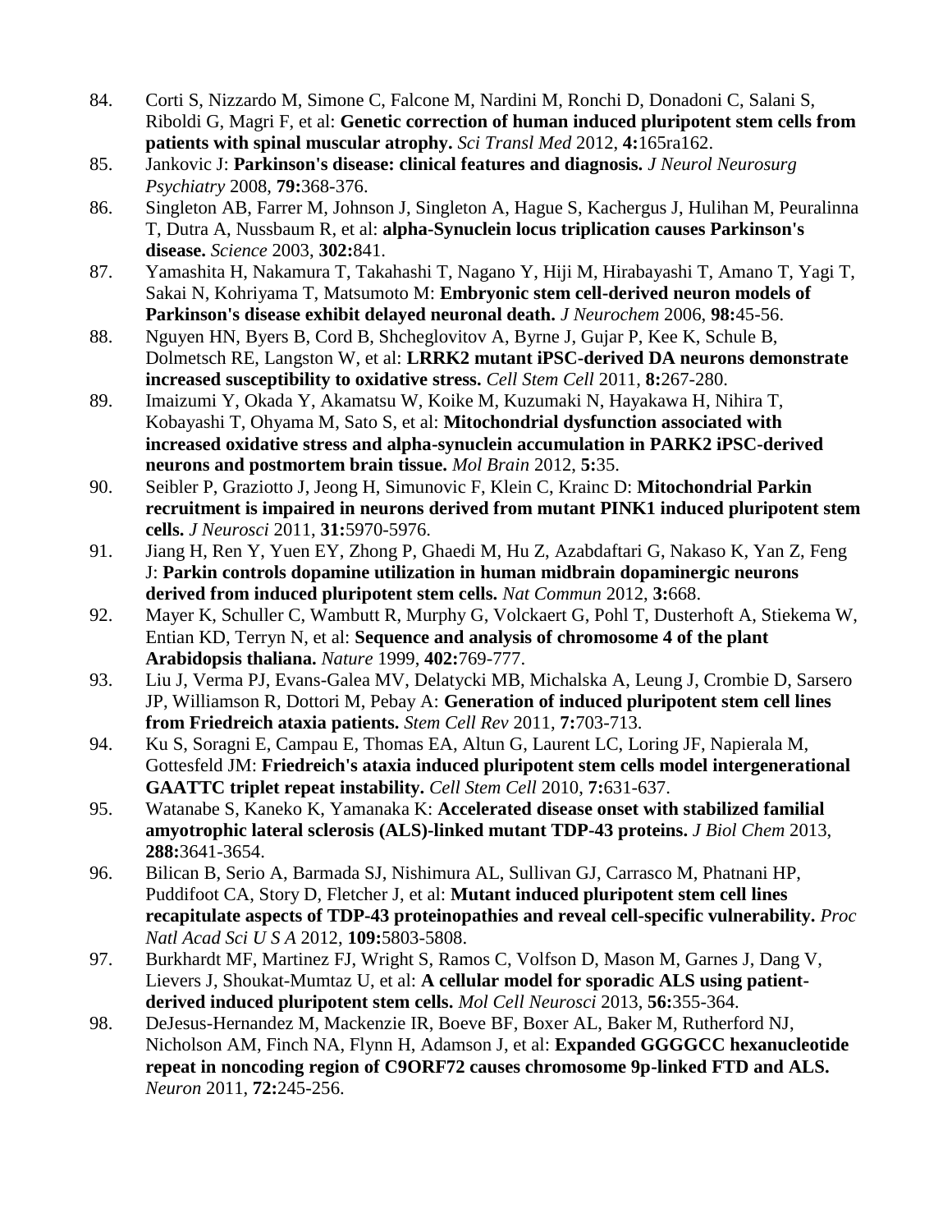84. Corti S, Nizzardo M, Simone C, Falcone M, Nardini M, Ronchi D, Donadoni C, Salani S, Riboldi G, Magri F, et al: **Genetic correction of human induced pluripotent stem cells from patients with spinal muscular atrophy.** *Sci Transl Med* 2012, **4:**165ra162.
85. Jankovic J: **Parkinson's disease: clinical features and diagnosis.** *J Neurol Neurosurg Psychiatry* 2008, **79:**368-376.
86. Singleton AB, Farrer M, Johnson J, Singleton A, Hague S, Kachergus J, Hulihan M, Peuralinna T, Dutra A, Nussbaum R, et al: **alpha-Synuclein locus triplication causes Parkinson's disease.** *Science* 2003, **302:**841.
87. Yamashita H, Nakamura T, Takahashi T, Nagano Y, Hiji M, Hirabayashi T, Amano T, Yagi T, Sakai N, Kohriyama T, Matsumoto M: **Embryonic stem cell-derived neuron models of Parkinson's disease exhibit delayed neuronal death.** *J Neurochem* 2006, **98:**45-56.
88. Nguyen HN, Byers B, Cord B, Shcheglovitov A, Byrne J, Gujar P, Kee K, Schule B, Dolmetsch RE, Langston W, et al: **LRRK2 mutant iPSC-derived DA neurons demonstrate increased susceptibility to oxidative stress.** *Cell Stem Cell* 2011, **8:**267-280.
89. Imaizumi Y, Okada Y, Akamatsu W, Koike M, Kuzumaki N, Hayakawa H, Nihira T, Kobayashi T, Ohyama M, Sato S, et al: **Mitochondrial dysfunction associated with increased oxidative stress and alpha-synuclein accumulation in PARK2 iPSC-derived neurons and postmortem brain tissue.** *Mol Brain* 2012, **5:**35.
90. Seibler P, Graziotto J, Jeong H, Simunovic F, Klein C, Krainc D: **Mitochondrial Parkin recruitment is impaired in neurons derived from mutant PINK1 induced pluripotent stem cells.** *J Neurosci* 2011, **31:**5970-5976.
91. Jiang H, Ren Y, Yuen EY, Zhong P, Ghaedi M, Hu Z, Azabdaftari G, Nakaso K, Yan Z, Feng J: **Parkin controls dopamine utilization in human midbrain dopaminergic neurons derived from induced pluripotent stem cells.** *Nat Commun* 2012, **3:**668.
92. Mayer K, Schuller C, Wambutt R, Murphy G, Volckaert G, Pohl T, Dusterhoft A, Stiekema W, Entian KD, Terryn N, et al: **Sequence and analysis of chromosome 4 of the plant Arabidopsis thaliana.** *Nature* 1999, **402:**769-777.
93. Liu J, Verma PJ, Evans-Galea MV, Delatycki MB, Michalska A, Leung J, Crombie D, Sarsero JP, Williamson R, Dottori M, Pebay A: **Generation of induced pluripotent stem cell lines from Friedreich ataxia patients.** *Stem Cell Rev* 2011, **7:**703-713.
94. Ku S, Soragni E, Campau E, Thomas EA, Altun G, Laurent LC, Loring JF, Napierala M, Gottesfeld JM: **Friedreich's ataxia induced pluripotent stem cells model intergenerational GAATTC triplet repeat instability.** *Cell Stem Cell* 2010, **7:**631-637.
95. Watanabe S, Kaneko K, Yamanaka K: **Accelerated disease onset with stabilized familial amyotrophic lateral sclerosis (ALS)-linked mutant TDP-43 proteins.** *J Biol Chem* 2013, **288:**3641-3654.
96. Bilican B, Serio A, Barmada SJ, Nishimura AL, Sullivan GJ, Carrasco M, Phatnani HP, Puddifoot CA, Story D, Fletcher J, et al: **Mutant induced pluripotent stem cell lines recapitulate aspects of TDP-43 proteinopathies and reveal cell-specific vulnerability.** *Proc Natl Acad Sci U S A* 2012, **109:**5803-5808.
97. Burkhardt MF, Martinez FJ, Wright S, Ramos C, Volfson D, Mason M, Garnes J, Dang V, Lievers J, Shoukat-Mumtaz U, et al: **A cellular model for sporadic ALS using patient-derived induced pluripotent stem cells.** *Mol Cell Neurosci* 2013, **56:**355-364.
98. DeJesus-Hernandez M, Mackenzie IR, Boeve BF, Boxer AL, Baker M, Rutherford NJ, Nicholson AM, Finch NA, Flynn H, Adamson J, et al: **Expanded GGGGCC hexanucleotide repeat in noncoding region of C9ORF72 causes chromosome 9p-linked FTD and ALS.** *Neuron* 2011, **72:**245-256.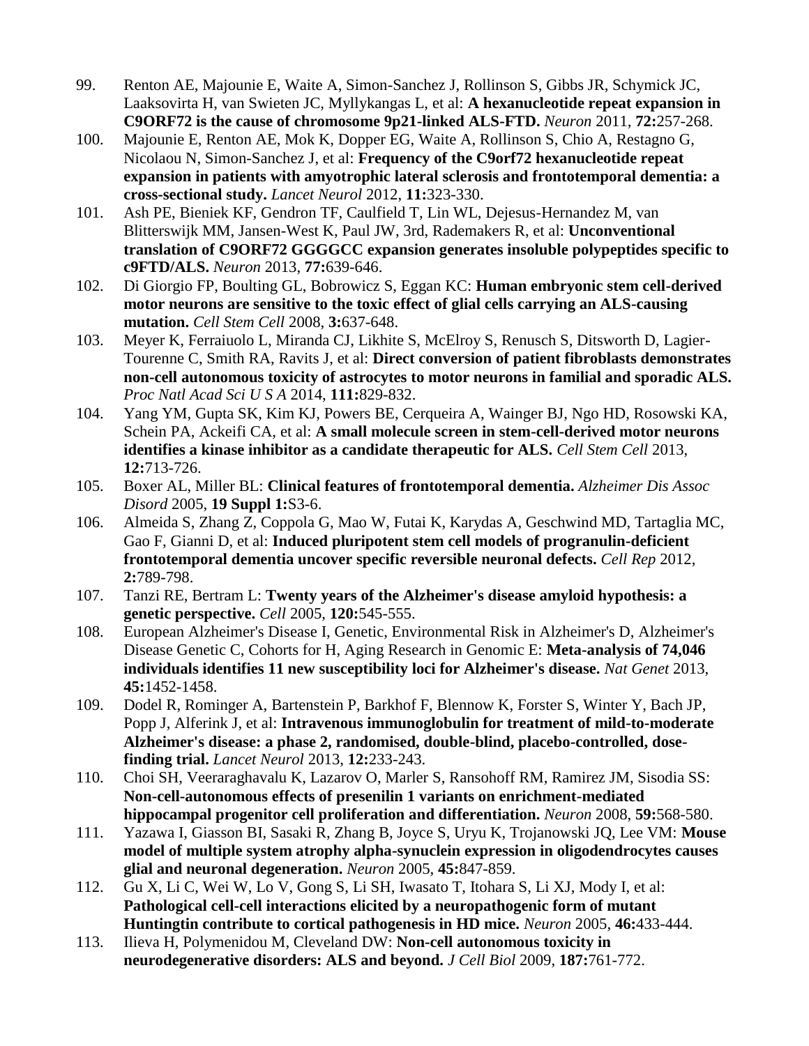99. Renton AE, Majounie E, Waite A, Simon-Sanchez J, Rollinson S, Gibbs JR, Schymick JC, Laaksovirta H, van Swieten JC, Myllykangas L, et al: **A hexanucleotide repeat expansion in C9ORF72 is the cause of chromosome 9p21-linked ALS-FTD.** *Neuron* 2011, **72:**257-268.
100. Majounie E, Renton AE, Mok K, Dopper EG, Waite A, Rollinson S, Chio A, Restagno G, Nicolaou N, Simon-Sanchez J, et al: **Frequency of the C9orf72 hexanucleotide repeat expansion in patients with amyotrophic lateral sclerosis and frontotemporal dementia: a cross-sectional study.** *Lancet Neurol* 2012, **11:**323-330.
101. Ash PE, Bieniek KF, Gendron TF, Caulfield T, Lin WL, Dejesus-Hernandez M, van Blitterswijk MM, Jansen-West K, Paul JW, 3rd, Rademakers R, et al: **Unconventional translation of C9ORF72 GGGGCC expansion generates insoluble polypeptides specific to c9FTD/ALS.** *Neuron* 2013, **77:**639-646.
102. Di Giorgio FP, Boulting GL, Bobrowicz S, Eggan KC: **Human embryonic stem cell-derived motor neurons are sensitive to the toxic effect of glial cells carrying an ALS-causing mutation.** *Cell Stem Cell* 2008, **3:**637-648.
103. Meyer K, Ferraiuolo L, Miranda CJ, Likhite S, McElroy S, Renusch S, Ditsworth D, Lagier-Tourenne C, Smith RA, Ravits J, et al: **Direct conversion of patient fibroblasts demonstrates non-cell autonomous toxicity of astrocytes to motor neurons in familial and sporadic ALS.** *Proc Natl Acad Sci U S A* 2014, **111:**829-832.
104. Yang YM, Gupta SK, Kim KJ, Powers BE, Cerqueira A, Wainger BJ, Ngo HD, Rosowski KA, Schein PA, Ackeifi CA, et al: **A small molecule screen in stem-cell-derived motor neurons identifies a kinase inhibitor as a candidate therapeutic for ALS.** *Cell Stem Cell* 2013, **12:**713-726.
105. Boxer AL, Miller BL: **Clinical features of frontotemporal dementia.** *Alzheimer Dis Assoc Disord* 2005, **19 Suppl 1:**S3-6.
106. Almeida S, Zhang Z, Coppola G, Mao W, Futai K, Karydas A, Geschwind MD, Tartaglia MC, Gao F, Gianni D, et al: **Induced pluripotent stem cell models of progranulin-deficient frontotemporal dementia uncover specific reversible neuronal defects.** *Cell Rep* 2012, **2:**789-798.
107. Tanzi RE, Bertram L: **Twenty years of the Alzheimer's disease amyloid hypothesis: a genetic perspective.** *Cell* 2005, **120:**545-555.
108. European Alzheimer's Disease I, Genetic, Environmental Risk in Alzheimer's D, Alzheimer's Disease Genetic C, Cohorts for H, Aging Research in Genomic E: **Meta-analysis of 74,046 individuals identifies 11 new susceptibility loci for Alzheimer's disease.** *Nat Genet* 2013, **45:**1452-1458.
109. Dodel R, Rominger A, Bartenstein P, Barkhof F, Blennow K, Forster S, Winter Y, Bach JP, Popp J, Alferink J, et al: **Intravenous immunoglobulin for treatment of mild-to-moderate Alzheimer's disease: a phase 2, randomised, double-blind, placebo-controlled, dose-finding trial.** *Lancet Neurol* 2013, **12:**233-243.
110. Choi SH, Veeraraghavalu K, Lazarov O, Marler S, Ransohoff RM, Ramirez JM, Sisodia SS: **Non-cell-autonomous effects of presenilin 1 variants on enrichment-mediated hippocampal progenitor cell proliferation and differentiation.** *Neuron* 2008, **59:**568-580.
111. Yazawa I, Giasson BI, Sasaki R, Zhang B, Joyce S, Uryu K, Trojanowski JQ, Lee VM: **Mouse model of multiple system atrophy alpha-synuclein expression in oligodendrocytes causes glial and neuronal degeneration.** *Neuron* 2005, **45:**847-859.
112. Gu X, Li C, Wei W, Lo V, Gong S, Li SH, Iwasato T, Itohara S, Li XJ, Mody I, et al: **Pathological cell-cell interactions elicited by a neuropathogenic form of mutant Huntingtin contribute to cortical pathogenesis in HD mice.** *Neuron* 2005, **46:**433-444.
113. Ilieva H, Polymenidou M, Cleveland DW: **Non-cell autonomous toxicity in neurodegenerative disorders: ALS and beyond.** *J Cell Biol* 2009, **187:**761-772.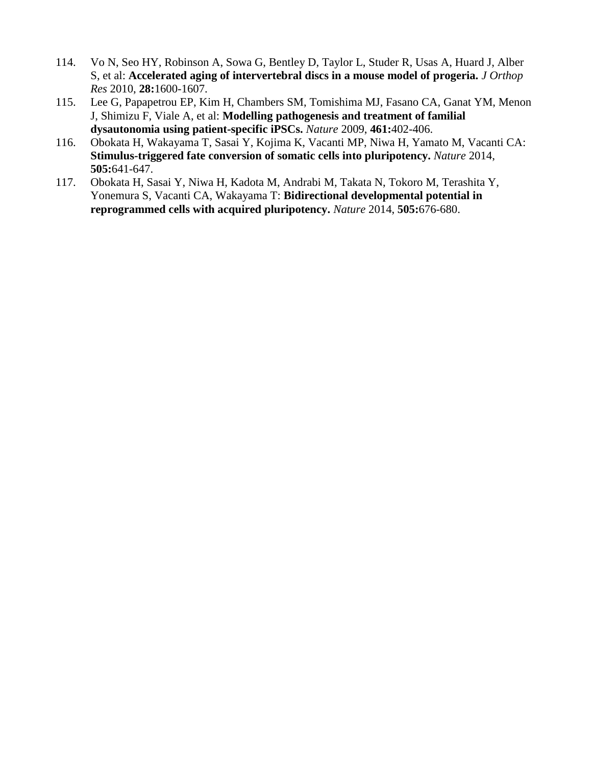114. Vo N, Seo HY, Robinson A, Sowa G, Bentley D, Taylor L, Studer R, Usas A, Huard J, Alber S, et al: **Accelerated aging of intervertebral discs in a mouse model of progeria.** *J Orthop Res* 2010, **28:**1600-1607.
115. Lee G, Papapetrou EP, Kim H, Chambers SM, Tomishima MJ, Fasano CA, Ganat YM, Menon J, Shimizu F, Viale A, et al: **Modelling pathogenesis and treatment of familial dysautonomia using patient-specific iPSCs.** *Nature* 2009, **461:**402-406.
116. Obokata H, Wakayama T, Sasai Y, Kojima K, Vacanti MP, Niwa H, Yamato M, Vacanti CA: **Stimulus-triggered fate conversion of somatic cells into pluripotency.** *Nature* 2014, **505:**641-647.
117. Obokata H, Sasai Y, Niwa H, Kadota M, Andrabi M, Takata N, Tokoro M, Terashita Y, Yonemura S, Vacanti CA, Wakayama T: **Bidirectional developmental potential in reprogrammed cells with acquired pluripotency.** *Nature* 2014, **505:**676-680.